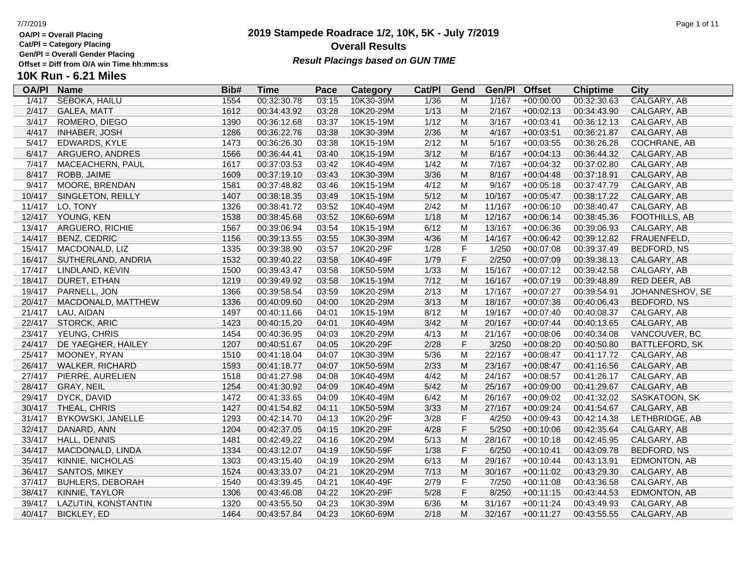OA/Pl = Overall Placing
Cat/Pl = Category Placing
Gen/Pl = Overall Gender Placing
Offset = Diff from O/A win Time hh:mm:ss

# 2019 Stampede Roadrace 1/2, 10K, 5K - July 7/2019

## Overall Results

***Result Placings based on GUN TIME***

### 10K Run - 6.21 Miles

| OA/Pl | Name | Bib# | Time | Pace | Category | Cat/Pl | Gend | Gen/Pl | Offset | Chiptime | City |
|---|---|---|---|---|---|---|---|---|---|---|---|
| 1/417 | SEBOKA, HAILU | 1554 | 00:32:30.78 | 03:15 | 10K30-39M | 1/36 | M | 1/167 | +00:00:00 | 00:32:30.63 | CALGARY, AB |
| 2/417 | GALEA, MATT | 1612 | 00:34:43.92 | 03:28 | 10K20-29M | 1/13 | M | 2/167 | +00:02:13 | 00:34:43.90 | CALGARY, AB |
| 3/417 | ROMERO, DIEGO | 1390 | 00:36:12.68 | 03:37 | 10K15-19M | 1/12 | M | 3/167 | +00:03:41 | 00:36:12.13 | CALGARY, AB |
| 4/417 | INHABER, JOSH | 1286 | 00:36:22.76 | 03:38 | 10K30-39M | 2/36 | M | 4/167 | +00:03:51 | 00:36:21.87 | CALGARY, AB |
| 5/417 | EDWARDS, KYLE | 1473 | 00:36:26.30 | 03:38 | 10K15-19M | 2/12 | M | 5/167 | +00:03:55 | 00:36:26.28 | COCHRANE, AB |
| 6/417 | ARGUERO, ANDRES | 1566 | 00:36:44.41 | 03:40 | 10K15-19M | 3/12 | M | 6/167 | +00:04:13 | 00:36:44.32 | CALGARY, AB |
| 7/417 | MACEACHERN, PAUL | 1617 | 00:37:03.53 | 03:42 | 10K40-49M | 1/42 | M | 7/167 | +00:04:32 | 00:37:02.80 | CALGARY, AB |
| 8/417 | ROBB, JAIME | 1609 | 00:37:19.10 | 03:43 | 10K30-39M | 3/36 | M | 8/167 | +00:04:48 | 00:37:18.91 | CALGARY, AB |
| 9/417 | MOORE, BRENDAN | 1581 | 00:37:48.82 | 03:46 | 10K15-19M | 4/12 | M | 9/167 | +00:05:18 | 00:37:47.79 | CALGARY, AB |
| 10/417 | SINGLETON, REILLY | 1407 | 00:38:18.35 | 03:49 | 10K15-19M | 5/12 | M | 10/167 | +00:05:47 | 00:38:17.22 | CALGARY, AB |
| 11/417 | LO, TONY | 1326 | 00:38:41.72 | 03:52 | 10K40-49M | 2/42 | M | 11/167 | +00:06:10 | 00:38:40.47 | CALGARY, AB |
| 12/417 | YOUNG, KEN | 1538 | 00:38:45.68 | 03:52 | 10K60-69M | 1/18 | M | 12/167 | +00:06:14 | 00:38:45.36 | FOOTHILLS, AB |
| 13/417 | ARGUERO, RICHIE | 1567 | 00:39:06.94 | 03:54 | 10K15-19M | 6/12 | M | 13/167 | +00:06:36 | 00:39:06.93 | CALGARY, AB |
| 14/417 | BENZ, CEDRIC | 1156 | 00:39:13.55 | 03:55 | 10K30-39M | 4/36 | M | 14/167 | +00:06:42 | 00:39:12.82 | FRAUENFELD, |
| 15/417 | MACDONALD, LIZ | 1335 | 00:39:38.90 | 03:57 | 10K20-29F | 1/28 | F | 1/250 | +00:07:08 | 00:39:37.49 | BEDFORD, NS |
| 16/417 | SUTHERLAND, ANDRIA | 1532 | 00:39:40.22 | 03:58 | 10K40-49F | 1/79 | F | 2/250 | +00:07:09 | 00:39:38.13 | CALGARY, AB |
| 17/417 | LINDLAND, KEVIN | 1500 | 00:39:43.47 | 03:58 | 10K50-59M | 1/33 | M | 15/167 | +00:07:12 | 00:39:42.58 | CALGARY, AB |
| 18/417 | DURET, ETHAN | 1219 | 00:39:49.92 | 03:58 | 10K15-19M | 7/12 | M | 16/167 | +00:07:19 | 00:39:48.89 | RED DEER, AB |
| 19/417 | PARNELL, JON | 1366 | 00:39:58.54 | 03:59 | 10K20-29M | 2/13 | M | 17/167 | +00:07:27 | 00:39:54.91 | JOHANNESHOV, SE |
| 20/417 | MACDONALD, MATTHEW | 1336 | 00:40:09.60 | 04:00 | 10K20-29M | 3/13 | M | 18/167 | +00:07:38 | 00:40:06.43 | BEDFORD, NS |
| 21/417 | LAU, AIDAN | 1497 | 00:40:11.66 | 04:01 | 10K15-19M | 8/12 | M | 19/167 | +00:07:40 | 00:40:08.37 | CALGARY, AB |
| 22/417 | STORCK, ARIC | 1423 | 00:40:15.20 | 04:01 | 10K40-49M | 3/42 | M | 20/167 | +00:07:44 | 00:40:13.65 | CALGARY, AB |
| 23/417 | YEUNG, CHRIS | 1454 | 00:40:36.95 | 04:03 | 10K20-29M | 4/13 | M | 21/167 | +00:08:06 | 00:40:34.08 | VANCOUVER, BC |
| 24/417 | DE YAEGHER, HAILEY | 1207 | 00:40:51.67 | 04:05 | 10K20-29F | 2/28 | F | 3/250 | +00:08:20 | 00:40:50.80 | BATTLEFORD, SK |
| 25/417 | MOONEY, RYAN | 1510 | 00:41:18.04 | 04:07 | 10K30-39M | 5/36 | M | 22/167 | +00:08:47 | 00:41:17.72 | CALGARY, AB |
| 26/417 | WALKER, RICHARD | 1593 | 00:41:18.77 | 04:07 | 10K50-59M | 2/33 | M | 23/167 | +00:08:47 | 00:41:16.56 | CALGARY, AB |
| 27/417 | PIERRE, AURELIEN | 1518 | 00:41:27.98 | 04:08 | 10K40-49M | 4/42 | M | 24/167 | +00:08:57 | 00:41:26.17 | CALGARY, AB |
| 28/417 | GRAY, NEIL | 1254 | 00:41:30.92 | 04:09 | 10K40-49M | 5/42 | M | 25/167 | +00:09:00 | 00:41:29.67 | CALGARY, AB |
| 29/417 | DYCK, DAVID | 1472 | 00:41:33.65 | 04:09 | 10K40-49M | 6/42 | M | 26/167 | +00:09:02 | 00:41:32.02 | SASKATOON, SK |
| 30/417 | THEAL, CHRIS | 1427 | 00:41:54.82 | 04:11 | 10K50-59M | 3/33 | M | 27/167 | +00:09:24 | 00:41:54.67 | CALGARY, AB |
| 31/417 | BYKOWSKI, JANELLE | 1293 | 00:42:14.70 | 04:13 | 10K20-29F | 3/28 | F | 4/250 | +00:09:43 | 00:42:14.38 | LETHBRIDGE, AB |
| 32/417 | DANARD, ANN | 1204 | 00:42:37.05 | 04:15 | 10K20-29F | 4/28 | F | 5/250 | +00:10:06 | 00:42:35.64 | CALGARY, AB |
| 33/417 | HALL, DENNIS | 1481 | 00:42:49.22 | 04:16 | 10K20-29M | 5/13 | M | 28/167 | +00:10:18 | 00:42:45.95 | CALGARY, AB |
| 34/417 | MACDONALD, LINDA | 1334 | 00:43:12.07 | 04:19 | 10K50-59F | 1/38 | F | 6/250 | +00:10:41 | 00:43:09.78 | BEDFORD, NS |
| 35/417 | KINNIE, NICHOLAS | 1303 | 00:43:15.40 | 04:19 | 10K20-29M | 6/13 | M | 29/167 | +00:10:44 | 00:43:13.91 | EDMONTON, AB |
| 36/417 | SANTOS, MIKEY | 1524 | 00:43:33.07 | 04:21 | 10K20-29M | 7/13 | M | 30/167 | +00:11:02 | 00:43:29.30 | CALGARY, AB |
| 37/417 | BUHLERS, DEBORAH | 1540 | 00:43:39.45 | 04:21 | 10K40-49F | 2/79 | F | 7/250 | +00:11:08 | 00:43:36.58 | CALGARY, AB |
| 38/417 | KINNIE, TAYLOR | 1306 | 00:43:46.08 | 04:22 | 10K20-29F | 5/28 | F | 8/250 | +00:11:15 | 00:43:44.53 | EDMONTON, AB |
| 39/417 | LAZUTIN, KONSTANTIN | 1320 | 00:43:55.50 | 04:23 | 10K30-39M | 6/36 | M | 31/167 | +00:11:24 | 00:43:49.93 | CALGARY, AB |
| 40/417 | BICKLEY, ED | 1464 | 00:43:57.84 | 04:23 | 10K60-69M | 2/18 | M | 32/167 | +00:11:27 | 00:43:55.55 | CALGARY, AB |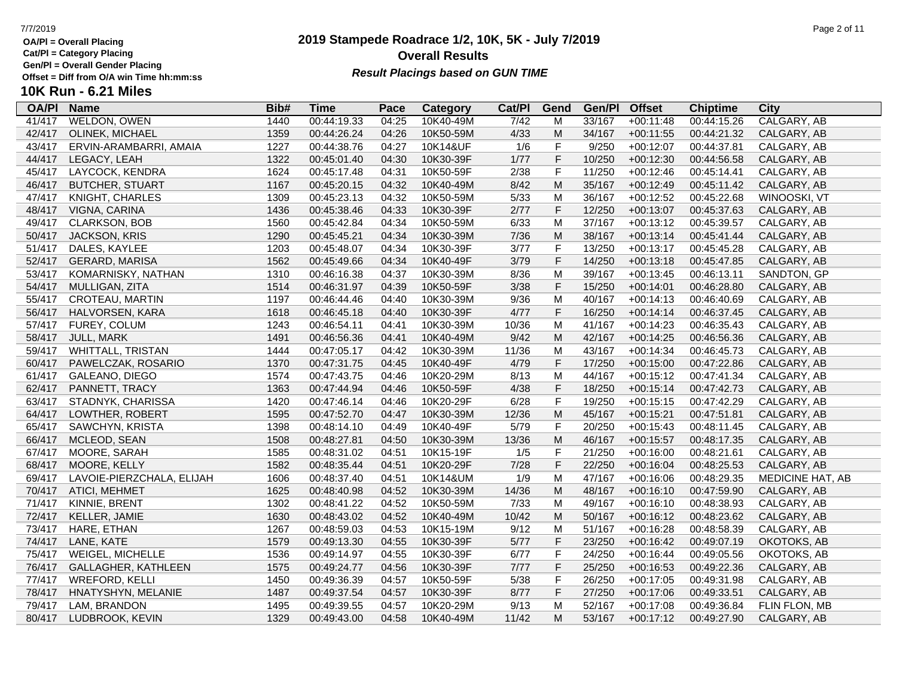OA/Pl = Overall Placing
Cat/Pl = Category Placing
Gen/Pl = Overall Gender Placing
Offset = Diff from O/A win Time hh:mm:ss

# 2019 Stampede Roadrace 1/2, 10K, 5K - July 7/2019

## Overall Results

***Result Placings based on GUN TIME***

## 10K Run - 6.21 Miles

| OA/Pl | Name | Bib# | Time | Pace | Category | Cat/Pl | Gend | Gen/Pl | Offset | Chiptime | City |
|---|---|---|---|---|---|---|---|---|---|---|---|
| 41/417 | WELDON, OWEN | 1440 | 00:44:19.33 | 04:25 | 10K40-49M | 7/42 | M | 33/167 | +00:11:48 | 00:44:15.26 | CALGARY, AB |
| 42/417 | OLINEK, MICHAEL | 1359 | 00:44:26.24 | 04:26 | 10K50-59M | 4/33 | M | 34/167 | +00:11:55 | 00:44:21.32 | CALGARY, AB |
| 43/417 | ERVIN-ARAMBARRI, AMAIA | 1227 | 00:44:38.76 | 04:27 | 10K14&UF | 1/6 | F | 9/250 | +00:12:07 | 00:44:37.81 | CALGARY, AB |
| 44/417 | LEGACY, LEAH | 1322 | 00:45:01.40 | 04:30 | 10K30-39F | 1/77 | F | 10/250 | +00:12:30 | 00:44:56.58 | CALGARY, AB |
| 45/417 | LAYCOCK, KENDRA | 1624 | 00:45:17.48 | 04:31 | 10K50-59F | 2/38 | F | 11/250 | +00:12:46 | 00:45:14.41 | CALGARY, AB |
| 46/417 | BUTCHER, STUART | 1167 | 00:45:20.15 | 04:32 | 10K40-49M | 8/42 | M | 35/167 | +00:12:49 | 00:45:11.42 | CALGARY, AB |
| 47/417 | KNIGHT, CHARLES | 1309 | 00:45:23.13 | 04:32 | 10K50-59M | 5/33 | M | 36/167 | +00:12:52 | 00:45:22.68 | WINOOSKI, VT |
| 48/417 | VIGNA, CARINA | 1436 | 00:45:38.46 | 04:33 | 10K30-39F | 2/77 | F | 12/250 | +00:13:07 | 00:45:37.63 | CALGARY, AB |
| 49/417 | CLARKSON, BOB | 1560 | 00:45:42.84 | 04:34 | 10K50-59M | 6/33 | M | 37/167 | +00:13:12 | 00:45:39.57 | CALGARY, AB |
| 50/417 | JACKSON, KRIS | 1290 | 00:45:45.21 | 04:34 | 10K30-39M | 7/36 | M | 38/167 | +00:13:14 | 00:45:41.44 | CALGARY, AB |
| 51/417 | DALES, KAYLEE | 1203 | 00:45:48.07 | 04:34 | 10K30-39F | 3/77 | F | 13/250 | +00:13:17 | 00:45:45.28 | CALGARY, AB |
| 52/417 | GERARD, MARISA | 1562 | 00:45:49.66 | 04:34 | 10K40-49F | 3/79 | F | 14/250 | +00:13:18 | 00:45:47.85 | CALGARY, AB |
| 53/417 | KOMARNISKY, NATHAN | 1310 | 00:46:16.38 | 04:37 | 10K30-39M | 8/36 | M | 39/167 | +00:13:45 | 00:46:13.11 | SANDTON, GP |
| 54/417 | MULLIGAN, ZITA | 1514 | 00:46:31.97 | 04:39 | 10K50-59F | 3/38 | F | 15/250 | +00:14:01 | 00:46:28.80 | CALGARY, AB |
| 55/417 | CROTEAU, MARTIN | 1197 | 00:46:44.46 | 04:40 | 10K30-39M | 9/36 | M | 40/167 | +00:14:13 | 00:46:40.69 | CALGARY, AB |
| 56/417 | HALVORSEN, KARA | 1618 | 00:46:45.18 | 04:40 | 10K30-39F | 4/77 | F | 16/250 | +00:14:14 | 00:46:37.45 | CALGARY, AB |
| 57/417 | FUREY, COLUM | 1243 | 00:46:54.11 | 04:41 | 10K30-39M | 10/36 | M | 41/167 | +00:14:23 | 00:46:35.43 | CALGARY, AB |
| 58/417 | JULL, MARK | 1491 | 00:46:56.36 | 04:41 | 10K40-49M | 9/42 | M | 42/167 | +00:14:25 | 00:46:56.36 | CALGARY, AB |
| 59/417 | WHITTALL, TRISTAN | 1444 | 00:47:05.17 | 04:42 | 10K30-39M | 11/36 | M | 43/167 | +00:14:34 | 00:46:45.73 | CALGARY, AB |
| 60/417 | PAWELCZAK, ROSARIO | 1370 | 00:47:31.75 | 04:45 | 10K40-49F | 4/79 | F | 17/250 | +00:15:00 | 00:47:22.86 | CALGARY, AB |
| 61/417 | GALEANO, DIEGO | 1574 | 00:47:43.75 | 04:46 | 10K20-29M | 8/13 | M | 44/167 | +00:15:12 | 00:47:41.34 | CALGARY, AB |
| 62/417 | PANNETT, TRACY | 1363 | 00:47:44.94 | 04:46 | 10K50-59F | 4/38 | F | 18/250 | +00:15:14 | 00:47:42.73 | CALGARY, AB |
| 63/417 | STADNYK, CHARISSA | 1420 | 00:47:46.14 | 04:46 | 10K20-29F | 6/28 | F | 19/250 | +00:15:15 | 00:47:42.29 | CALGARY, AB |
| 64/417 | LOWTHER, ROBERT | 1595 | 00:47:52.70 | 04:47 | 10K30-39M | 12/36 | M | 45/167 | +00:15:21 | 00:47:51.81 | CALGARY, AB |
| 65/417 | SAWCHYN, KRISTA | 1398 | 00:48:14.10 | 04:49 | 10K40-49F | 5/79 | F | 20/250 | +00:15:43 | 00:48:11.45 | CALGARY, AB |
| 66/417 | MCLEOD, SEAN | 1508 | 00:48:27.81 | 04:50 | 10K30-39M | 13/36 | M | 46/167 | +00:15:57 | 00:48:17.35 | CALGARY, AB |
| 67/417 | MOORE, SARAH | 1585 | 00:48:31.02 | 04:51 | 10K15-19F | 1/5 | F | 21/250 | +00:16:00 | 00:48:21.61 | CALGARY, AB |
| 68/417 | MOORE, KELLY | 1582 | 00:48:35.44 | 04:51 | 10K20-29F | 7/28 | F | 22/250 | +00:16:04 | 00:48:25.53 | CALGARY, AB |
| 69/417 | LAVOIE-PIERZCHALA, ELIJAH | 1606 | 00:48:37.40 | 04:51 | 10K14&UM | 1/9 | M | 47/167 | +00:16:06 | 00:48:29.35 | MEDICINE HAT, AB |
| 70/417 | ATICI, MEHMET | 1625 | 00:48:40.98 | 04:52 | 10K30-39M | 14/36 | M | 48/167 | +00:16:10 | 00:47:59.90 | CALGARY, AB |
| 71/417 | KINNIE, BRENT | 1302 | 00:48:41.22 | 04:52 | 10K50-59M | 7/33 | M | 49/167 | +00:16:10 | 00:48:38.93 | CALGARY, AB |
| 72/417 | KELLER, JAMIE | 1630 | 00:48:43.02 | 04:52 | 10K40-49M | 10/42 | M | 50/167 | +00:16:12 | 00:48:23.62 | CALGARY, AB |
| 73/417 | HARE, ETHAN | 1267 | 00:48:59.03 | 04:53 | 10K15-19M | 9/12 | M | 51/167 | +00:16:28 | 00:48:58.39 | CALGARY, AB |
| 74/417 | LANE, KATE | 1579 | 00:49:13.30 | 04:55 | 10K30-39F | 5/77 | F | 23/250 | +00:16:42 | 00:49:07.19 | OKOTOKS, AB |
| 75/417 | WEIGEL, MICHELLE | 1536 | 00:49:14.97 | 04:55 | 10K30-39F | 6/77 | F | 24/250 | +00:16:44 | 00:49:05.56 | OKOTOKS, AB |
| 76/417 | GALLAGHER, KATHLEEN | 1575 | 00:49:24.77 | 04:56 | 10K30-39F | 7/77 | F | 25/250 | +00:16:53 | 00:49:22.36 | CALGARY, AB |
| 77/417 | WREFORD, KELLI | 1450 | 00:49:36.39 | 04:57 | 10K50-59F | 5/38 | F | 26/250 | +00:17:05 | 00:49:31.98 | CALGARY, AB |
| 78/417 | HNATYSHYN, MELANIE | 1487 | 00:49:37.54 | 04:57 | 10K30-39F | 8/77 | F | 27/250 | +00:17:06 | 00:49:33.51 | CALGARY, AB |
| 79/417 | LAM, BRANDON | 1495 | 00:49:39.55 | 04:57 | 10K20-29M | 9/13 | M | 52/167 | +00:17:08 | 00:49:36.84 | FLIN FLON, MB |
| 80/417 | LUDBROOK, KEVIN | 1329 | 00:49:43.00 | 04:58 | 10K40-49M | 11/42 | M | 53/167 | +00:17:12 | 00:49:27.90 | CALGARY, AB |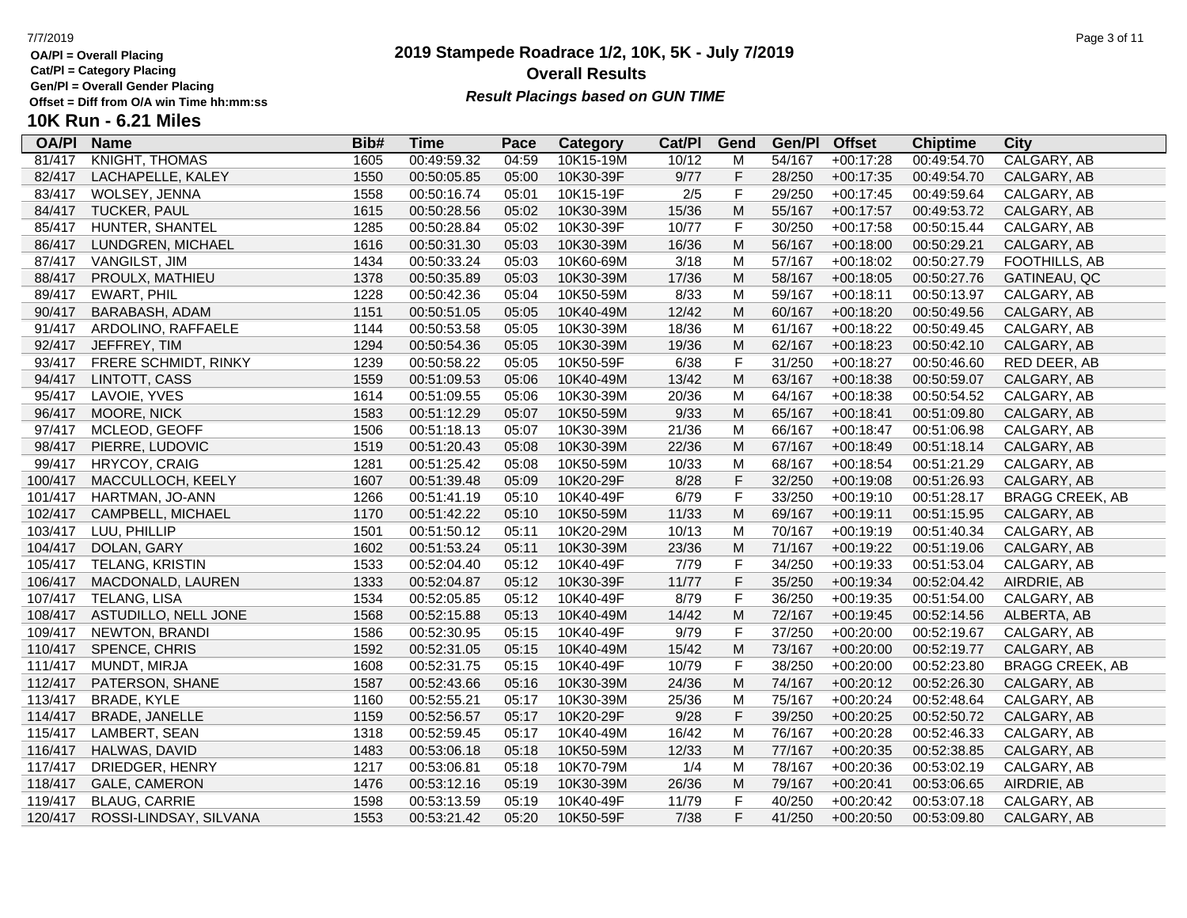OA/Pl = Overall Placing
Cat/Pl = Category Placing
Gen/Pl = Overall Gender Placing
Offset = Diff from O/A win Time hh:mm:ss

# 2019 Stampede Roadrace 1/2, 10K, 5K - July 7/2019

## Overall Results

***Result Placings based on GUN TIME***

## 10K Run - 6.21 Miles

| OA/Pl | Name | Bib# | Time | Pace | Category | Cat/Pl | Gend | Gen/Pl | Offset | Chiptime | City |
|---|---|---|---|---|---|---|---|---|---|---|---|
| 81/417 | KNIGHT, THOMAS | 1605 | 00:49:59.32 | 04:59 | 10K15-19M | 10/12 | M | 54/167 | +00:17:28 | 00:49:54.70 | CALGARY, AB |
| 82/417 | LACHAPELLE, KALEY | 1550 | 00:50:05.85 | 05:00 | 10K30-39F | 9/77 | F | 28/250 | +00:17:35 | 00:49:54.70 | CALGARY, AB |
| 83/417 | WOLSEY, JENNA | 1558 | 00:50:16.74 | 05:01 | 10K15-19F | 2/5 | F | 29/250 | +00:17:45 | 00:49:59.64 | CALGARY, AB |
| 84/417 | TUCKER, PAUL | 1615 | 00:50:28.56 | 05:02 | 10K30-39M | 15/36 | M | 55/167 | +00:17:57 | 00:49:53.72 | CALGARY, AB |
| 85/417 | HUNTER, SHANTEL | 1285 | 00:50:28.84 | 05:02 | 10K30-39F | 10/77 | F | 30/250 | +00:17:58 | 00:50:15.44 | CALGARY, AB |
| 86/417 | LUNDGREN, MICHAEL | 1616 | 00:50:31.30 | 05:03 | 10K30-39M | 16/36 | M | 56/167 | +00:18:00 | 00:50:29.21 | CALGARY, AB |
| 87/417 | VANGILST, JIM | 1434 | 00:50:33.24 | 05:03 | 10K60-69M | 3/18 | M | 57/167 | +00:18:02 | 00:50:27.79 | FOOTHILLS, AB |
| 88/417 | PROULX, MATHIEU | 1378 | 00:50:35.89 | 05:03 | 10K30-39M | 17/36 | M | 58/167 | +00:18:05 | 00:50:27.76 | GATINEAU, QC |
| 89/417 | EWART, PHIL | 1228 | 00:50:42.36 | 05:04 | 10K50-59M | 8/33 | M | 59/167 | +00:18:11 | 00:50:13.97 | CALGARY, AB |
| 90/417 | BARABASH, ADAM | 1151 | 00:50:51.05 | 05:05 | 10K40-49M | 12/42 | M | 60/167 | +00:18:20 | 00:50:49.56 | CALGARY, AB |
| 91/417 | ARDOLINO, RAFFAELE | 1144 | 00:50:53.58 | 05:05 | 10K30-39M | 18/36 | M | 61/167 | +00:18:22 | 00:50:49.45 | CALGARY, AB |
| 92/417 | JEFFREY, TIM | 1294 | 00:50:54.36 | 05:05 | 10K30-39M | 19/36 | M | 62/167 | +00:18:23 | 00:50:42.10 | CALGARY, AB |
| 93/417 | FRERE SCHMIDT, RINKY | 1239 | 00:50:58.22 | 05:05 | 10K50-59F | 6/38 | F | 31/250 | +00:18:27 | 00:50:46.60 | RED DEER, AB |
| 94/417 | LINTOTT, CASS | 1559 | 00:51:09.53 | 05:06 | 10K40-49M | 13/42 | M | 63/167 | +00:18:38 | 00:50:59.07 | CALGARY, AB |
| 95/417 | LAVOIE, YVES | 1614 | 00:51:09.55 | 05:06 | 10K30-39M | 20/36 | M | 64/167 | +00:18:38 | 00:50:54.52 | CALGARY, AB |
| 96/417 | MOORE, NICK | 1583 | 00:51:12.29 | 05:07 | 10K50-59M | 9/33 | M | 65/167 | +00:18:41 | 00:51:09.80 | CALGARY, AB |
| 97/417 | MCLEOD, GEOFF | 1506 | 00:51:18.13 | 05:07 | 10K30-39M | 21/36 | M | 66/167 | +00:18:47 | 00:51:06.98 | CALGARY, AB |
| 98/417 | PIERRE, LUDOVIC | 1519 | 00:51:20.43 | 05:08 | 10K30-39M | 22/36 | M | 67/167 | +00:18:49 | 00:51:18.14 | CALGARY, AB |
| 99/417 | HRYCOY, CRAIG | 1281 | 00:51:25.42 | 05:08 | 10K50-59M | 10/33 | M | 68/167 | +00:18:54 | 00:51:21.29 | CALGARY, AB |
| 100/417 | MACCULLOCH, KEELY | 1607 | 00:51:39.48 | 05:09 | 10K20-29F | 8/28 | F | 32/250 | +00:19:08 | 00:51:26.93 | CALGARY, AB |
| 101/417 | HARTMAN, JO-ANN | 1266 | 00:51:41.19 | 05:10 | 10K40-49F | 6/79 | F | 33/250 | +00:19:10 | 00:51:28.17 | BRAGG CREEK, AB |
| 102/417 | CAMPBELL, MICHAEL | 1170 | 00:51:42.22 | 05:10 | 10K50-59M | 11/33 | M | 69/167 | +00:19:11 | 00:51:15.95 | CALGARY, AB |
| 103/417 | LUU, PHILLIP | 1501 | 00:51:50.12 | 05:11 | 10K20-29M | 10/13 | M | 70/167 | +00:19:19 | 00:51:40.34 | CALGARY, AB |
| 104/417 | DOLAN, GARY | 1602 | 00:51:53.24 | 05:11 | 10K30-39M | 23/36 | M | 71/167 | +00:19:22 | 00:51:19.06 | CALGARY, AB |
| 105/417 | TELANG, KRISTIN | 1533 | 00:52:04.40 | 05:12 | 10K40-49F | 7/79 | F | 34/250 | +00:19:33 | 00:51:53.04 | CALGARY, AB |
| 106/417 | MACDONALD, LAUREN | 1333 | 00:52:04.87 | 05:12 | 10K30-39F | 11/77 | F | 35/250 | +00:19:34 | 00:52:04.42 | AIRDRIE, AB |
| 107/417 | TELANG, LISA | 1534 | 00:52:05.85 | 05:12 | 10K40-49F | 8/79 | F | 36/250 | +00:19:35 | 00:51:54.00 | CALGARY, AB |
| 108/417 | ASTUDILLO, NELL JONE | 1568 | 00:52:15.88 | 05:13 | 10K40-49M | 14/42 | M | 72/167 | +00:19:45 | 00:52:14.56 | ALBERTA, AB |
| 109/417 | NEWTON, BRANDI | 1586 | 00:52:30.95 | 05:15 | 10K40-49F | 9/79 | F | 37/250 | +00:20:00 | 00:52:19.67 | CALGARY, AB |
| 110/417 | SPENCE, CHRIS | 1592 | 00:52:31.05 | 05:15 | 10K40-49M | 15/42 | M | 73/167 | +00:20:00 | 00:52:19.77 | CALGARY, AB |
| 111/417 | MUNDT, MIRJA | 1608 | 00:52:31.75 | 05:15 | 10K40-49F | 10/79 | F | 38/250 | +00:20:00 | 00:52:23.80 | BRAGG CREEK, AB |
| 112/417 | PATERSON, SHANE | 1587 | 00:52:43.66 | 05:16 | 10K30-39M | 24/36 | M | 74/167 | +00:20:12 | 00:52:26.30 | CALGARY, AB |
| 113/417 | BRADE, KYLE | 1160 | 00:52:55.21 | 05:17 | 10K30-39M | 25/36 | M | 75/167 | +00:20:24 | 00:52:48.64 | CALGARY, AB |
| 114/417 | BRADE, JANELLE | 1159 | 00:52:56.57 | 05:17 | 10K20-29F | 9/28 | F | 39/250 | +00:20:25 | 00:52:50.72 | CALGARY, AB |
| 115/417 | LAMBERT, SEAN | 1318 | 00:52:59.45 | 05:17 | 10K40-49M | 16/42 | M | 76/167 | +00:20:28 | 00:52:46.33 | CALGARY, AB |
| 116/417 | HALWAS, DAVID | 1483 | 00:53:06.18 | 05:18 | 10K50-59M | 12/33 | M | 77/167 | +00:20:35 | 00:52:38.85 | CALGARY, AB |
| 117/417 | DRIEDGER, HENRY | 1217 | 00:53:06.81 | 05:18 | 10K70-79M | 1/4 | M | 78/167 | +00:20:36 | 00:53:02.19 | CALGARY, AB |
| 118/417 | GALE, CAMERON | 1476 | 00:53:12.16 | 05:19 | 10K30-39M | 26/36 | M | 79/167 | +00:20:41 | 00:53:06.65 | AIRDRIE, AB |
| 119/417 | BLAUG, CARRIE | 1598 | 00:53:13.59 | 05:19 | 10K40-49F | 11/79 | F | 40/250 | +00:20:42 | 00:53:07.18 | CALGARY, AB |
| 120/417 | ROSSI-LINDSAY, SILVANA | 1553 | 00:53:21.42 | 05:20 | 10K50-59F | 7/38 | F | 41/250 | +00:20:50 | 00:53:09.80 | CALGARY, AB |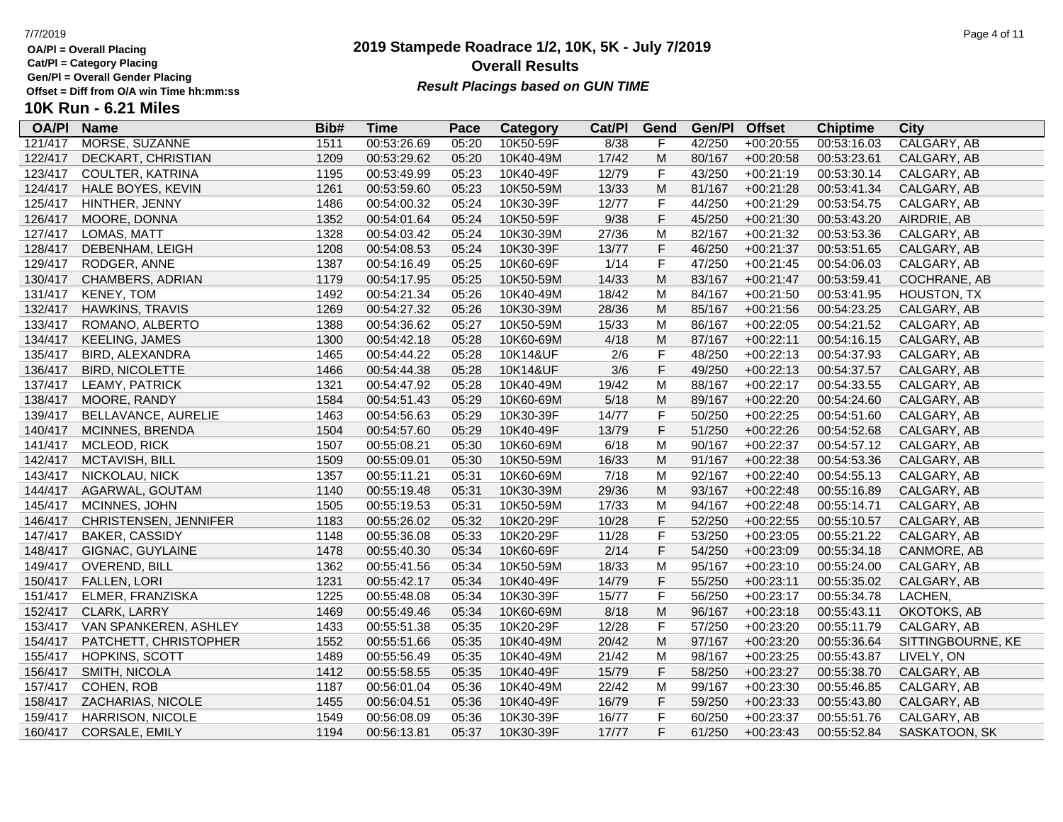OA/Pl = Overall Placing
Cat/Pl = Category Placing
Gen/Pl = Overall Gender Placing
Offset = Diff from O/A win Time hh:mm:ss

# 2019 Stampede Roadrace 1/2, 10K, 5K - July 7/2019

## Overall Results

***Result Placings based on GUN TIME***

### 10K Run - 6.21 Miles

| OA/Pl | Name | Bib# | Time | Pace | Category | Cat/Pl | Gend | Gen/Pl | Offset | Chiptime | City |
|---|---|---|---|---|---|---|---|---|---|---|---|
| 121/417 | MORSE, SUZANNE | 1511 | 00:53:26.69 | 05:20 | 10K50-59F | 8/38 | F | 42/250 | +00:20:55 | 00:53:16.03 | CALGARY, AB |
| 122/417 | DECKART, CHRISTIAN | 1209 | 00:53:29.62 | 05:20 | 10K40-49M | 17/42 | M | 80/167 | +00:20:58 | 00:53:23.61 | CALGARY, AB |
| 123/417 | COULTER, KATRINA | 1195 | 00:53:49.99 | 05:23 | 10K40-49F | 12/79 | F | 43/250 | +00:21:19 | 00:53:30.14 | CALGARY, AB |
| 124/417 | HALE BOYES, KEVIN | 1261 | 00:53:59.60 | 05:23 | 10K50-59M | 13/33 | M | 81/167 | +00:21:28 | 00:53:41.34 | CALGARY, AB |
| 125/417 | HINTHER, JENNY | 1486 | 00:54:00.32 | 05:24 | 10K30-39F | 12/77 | F | 44/250 | +00:21:29 | 00:53:54.75 | CALGARY, AB |
| 126/417 | MOORE, DONNA | 1352 | 00:54:01.64 | 05:24 | 10K50-59F | 9/38 | F | 45/250 | +00:21:30 | 00:53:43.20 | AIRDRIE, AB |
| 127/417 | LOMAS, MATT | 1328 | 00:54:03.42 | 05:24 | 10K30-39M | 27/36 | M | 82/167 | +00:21:32 | 00:53:53.36 | CALGARY, AB |
| 128/417 | DEBENHAM, LEIGH | 1208 | 00:54:08.53 | 05:24 | 10K30-39F | 13/77 | F | 46/250 | +00:21:37 | 00:53:51.65 | CALGARY, AB |
| 129/417 | RODGER, ANNE | 1387 | 00:54:16.49 | 05:25 | 10K60-69F | 1/14 | F | 47/250 | +00:21:45 | 00:54:06.03 | CALGARY, AB |
| 130/417 | CHAMBERS, ADRIAN | 1179 | 00:54:17.95 | 05:25 | 10K50-59M | 14/33 | M | 83/167 | +00:21:47 | 00:53:59.41 | COCHRANE, AB |
| 131/417 | KENEY, TOM | 1492 | 00:54:21.34 | 05:26 | 10K40-49M | 18/42 | M | 84/167 | +00:21:50 | 00:53:41.95 | HOUSTON, TX |
| 132/417 | HAWKINS, TRAVIS | 1269 | 00:54:27.32 | 05:26 | 10K30-39M | 28/36 | M | 85/167 | +00:21:56 | 00:54:23.25 | CALGARY, AB |
| 133/417 | ROMANO, ALBERTO | 1388 | 00:54:36.62 | 05:27 | 10K50-59M | 15/33 | M | 86/167 | +00:22:05 | 00:54:21.52 | CALGARY, AB |
| 134/417 | KEELING, JAMES | 1300 | 00:54:42.18 | 05:28 | 10K60-69M | 4/18 | M | 87/167 | +00:22:11 | 00:54:16.15 | CALGARY, AB |
| 135/417 | BIRD, ALEXANDRA | 1465 | 00:54:44.22 | 05:28 | 10K14&UF | 2/6 | F | 48/250 | +00:22:13 | 00:54:37.93 | CALGARY, AB |
| 136/417 | BIRD, NICOLETTE | 1466 | 00:54:44.38 | 05:28 | 10K14&UF | 3/6 | F | 49/250 | +00:22:13 | 00:54:37.57 | CALGARY, AB |
| 137/417 | LEAMY, PATRICK | 1321 | 00:54:47.92 | 05:28 | 10K40-49M | 19/42 | M | 88/167 | +00:22:17 | 00:54:33.55 | CALGARY, AB |
| 138/417 | MOORE, RANDY | 1584 | 00:54:51.43 | 05:29 | 10K60-69M | 5/18 | M | 89/167 | +00:22:20 | 00:54:24.60 | CALGARY, AB |
| 139/417 | BELLAVANCE, AURELIE | 1463 | 00:54:56.63 | 05:29 | 10K30-39F | 14/77 | F | 50/250 | +00:22:25 | 00:54:51.60 | CALGARY, AB |
| 140/417 | MCINNES, BRENDA | 1504 | 00:54:57.60 | 05:29 | 10K40-49F | 13/79 | F | 51/250 | +00:22:26 | 00:54:52.68 | CALGARY, AB |
| 141/417 | MCLEOD, RICK | 1507 | 00:55:08.21 | 05:30 | 10K60-69M | 6/18 | M | 90/167 | +00:22:37 | 00:54:57.12 | CALGARY, AB |
| 142/417 | MCTAVISH, BILL | 1509 | 00:55:09.01 | 05:30 | 10K50-59M | 16/33 | M | 91/167 | +00:22:38 | 00:54:53.36 | CALGARY, AB |
| 143/417 | NICKOLAU, NICK | 1357 | 00:55:11.21 | 05:31 | 10K60-69M | 7/18 | M | 92/167 | +00:22:40 | 00:54:55.13 | CALGARY, AB |
| 144/417 | AGARWAL, GOUTAM | 1140 | 00:55:19.48 | 05:31 | 10K30-39M | 29/36 | M | 93/167 | +00:22:48 | 00:55:16.89 | CALGARY, AB |
| 145/417 | MCINNES, JOHN | 1505 | 00:55:19.53 | 05:31 | 10K50-59M | 17/33 | M | 94/167 | +00:22:48 | 00:55:14.71 | CALGARY, AB |
| 146/417 | CHRISTENSEN, JENNIFER | 1183 | 00:55:26.02 | 05:32 | 10K20-29F | 10/28 | F | 52/250 | +00:22:55 | 00:55:10.57 | CALGARY, AB |
| 147/417 | BAKER, CASSIDY | 1148 | 00:55:36.08 | 05:33 | 10K20-29F | 11/28 | F | 53/250 | +00:23:05 | 00:55:21.22 | CALGARY, AB |
| 148/417 | GIGNAC, GUYLAINE | 1478 | 00:55:40.30 | 05:34 | 10K60-69F | 2/14 | F | 54/250 | +00:23:09 | 00:55:34.18 | CANMORE, AB |
| 149/417 | OVEREND, BILL | 1362 | 00:55:41.56 | 05:34 | 10K50-59M | 18/33 | M | 95/167 | +00:23:10 | 00:55:24.00 | CALGARY, AB |
| 150/417 | FALLEN, LORI | 1231 | 00:55:42.17 | 05:34 | 10K40-49F | 14/79 | F | 55/250 | +00:23:11 | 00:55:35.02 | CALGARY, AB |
| 151/417 | ELMER, FRANZISKA | 1225 | 00:55:48.08 | 05:34 | 10K30-39F | 15/77 | F | 56/250 | +00:23:17 | 00:55:34.78 | LACHEN, |
| 152/417 | CLARK, LARRY | 1469 | 00:55:49.46 | 05:34 | 10K60-69M | 8/18 | M | 96/167 | +00:23:18 | 00:55:43.11 | OKOTOKS, AB |
| 153/417 | VAN SPANKEREN, ASHLEY | 1433 | 00:55:51.38 | 05:35 | 10K20-29F | 12/28 | F | 57/250 | +00:23:20 | 00:55:11.79 | CALGARY, AB |
| 154/417 | PATCHETT, CHRISTOPHER | 1552 | 00:55:51.66 | 05:35 | 10K40-49M | 20/42 | M | 97/167 | +00:23:20 | 00:55:36.64 | SITTINGBOURNE, KE |
| 155/417 | HOPKINS, SCOTT | 1489 | 00:55:56.49 | 05:35 | 10K40-49M | 21/42 | M | 98/167 | +00:23:25 | 00:55:43.87 | LIVELY, ON |
| 156/417 | SMITH, NICOLA | 1412 | 00:55:58.55 | 05:35 | 10K40-49F | 15/79 | F | 58/250 | +00:23:27 | 00:55:38.70 | CALGARY, AB |
| 157/417 | COHEN, ROB | 1187 | 00:56:01.04 | 05:36 | 10K40-49M | 22/42 | M | 99/167 | +00:23:30 | 00:55:46.85 | CALGARY, AB |
| 158/417 | ZACHARIAS, NICOLE | 1455 | 00:56:04.51 | 05:36 | 10K40-49F | 16/79 | F | 59/250 | +00:23:33 | 00:55:43.80 | CALGARY, AB |
| 159/417 | HARRISON, NICOLE | 1549 | 00:56:08.09 | 05:36 | 10K30-39F | 16/77 | F | 60/250 | +00:23:37 | 00:55:51.76 | CALGARY, AB |
| 160/417 | CORSALE, EMILY | 1194 | 00:56:13.81 | 05:37 | 10K30-39F | 17/77 | F | 61/250 | +00:23:43 | 00:55:52.84 | SASKATOON, SK |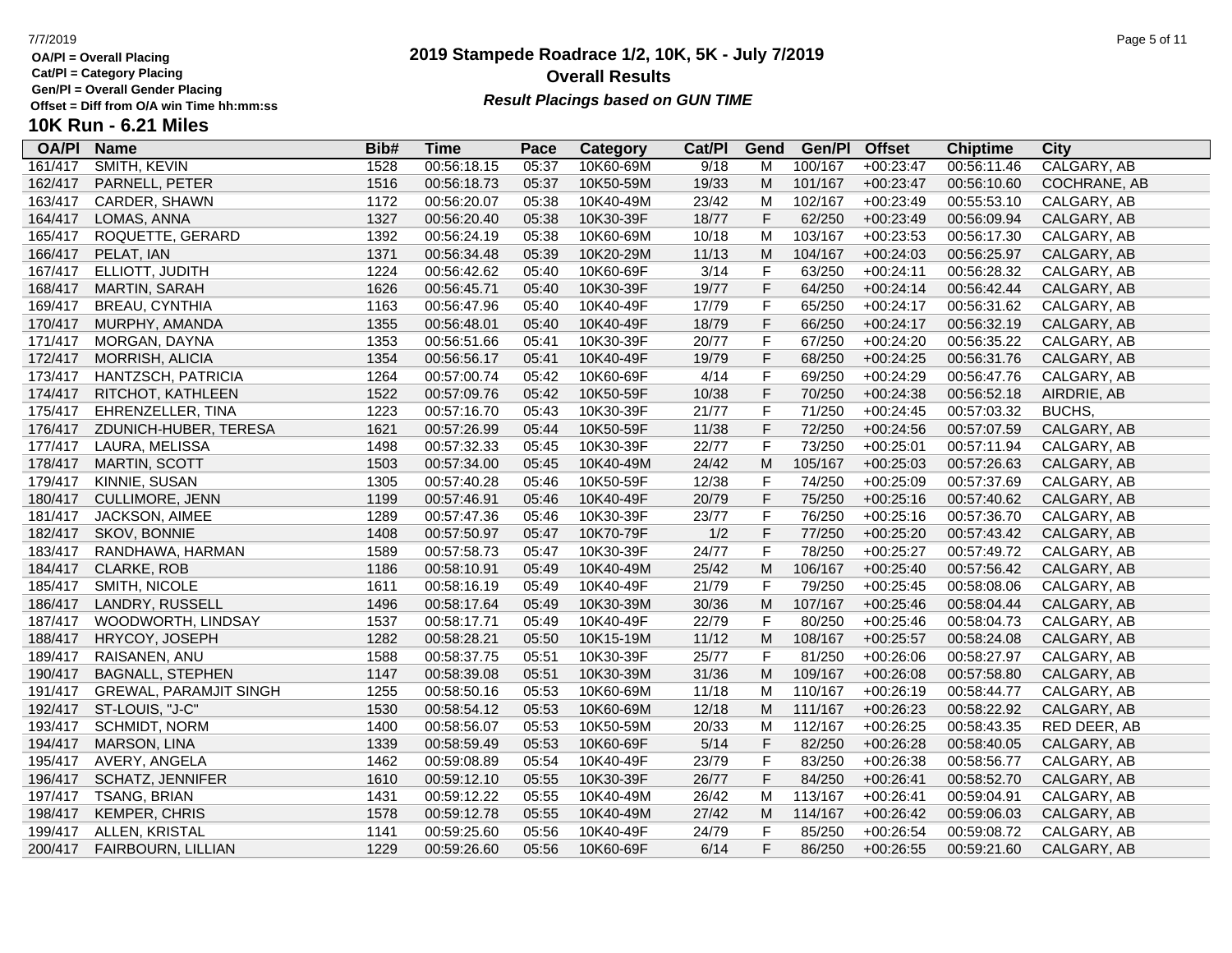OA/Pl = Overall Placing
Cat/Pl = Category Placing
Gen/Pl = Overall Gender Placing
Offset = Diff from O/A win Time hh:mm:ss

# 2019 Stampede Roadrace 1/2, 10K, 5K - July 7/2019

## Overall Results

***Result Placings based on GUN TIME***

## 10K Run - 6.21 Miles

| OA/Pl | Name | Bib# | Time | Pace | Category | Cat/Pl | Gend | Gen/Pl | Offset | Chiptime | City |
|---|---|---|---|---|---|---|---|---|---|---|---|
| 161/417 | SMITH, KEVIN | 1528 | 00:56:18.15 | 05:37 | 10K60-69M | 9/18 | M | 100/167 | +00:23:47 | 00:56:11.46 | CALGARY, AB |
| 162/417 | PARNELL, PETER | 1516 | 00:56:18.73 | 05:37 | 10K50-59M | 19/33 | M | 101/167 | +00:23:47 | 00:56:10.60 | COCHRANE, AB |
| 163/417 | CARDER, SHAWN | 1172 | 00:56:20.07 | 05:38 | 10K40-49M | 23/42 | M | 102/167 | +00:23:49 | 00:55:53.10 | CALGARY, AB |
| 164/417 | LOMAS, ANNA | 1327 | 00:56:20.40 | 05:38 | 10K30-39F | 18/77 | F | 62/250 | +00:23:49 | 00:56:09.94 | CALGARY, AB |
| 165/417 | ROQUETTE, GERARD | 1392 | 00:56:24.19 | 05:38 | 10K60-69M | 10/18 | M | 103/167 | +00:23:53 | 00:56:17.30 | CALGARY, AB |
| 166/417 | PELAT, IAN | 1371 | 00:56:34.48 | 05:39 | 10K20-29M | 11/13 | M | 104/167 | +00:24:03 | 00:56:25.97 | CALGARY, AB |
| 167/417 | ELLIOTT, JUDITH | 1224 | 00:56:42.62 | 05:40 | 10K60-69F | 3/14 | F | 63/250 | +00:24:11 | 00:56:28.32 | CALGARY, AB |
| 168/417 | MARTIN, SARAH | 1626 | 00:56:45.71 | 05:40 | 10K30-39F | 19/77 | F | 64/250 | +00:24:14 | 00:56:42.44 | CALGARY, AB |
| 169/417 | BREAU, CYNTHIA | 1163 | 00:56:47.96 | 05:40 | 10K40-49F | 17/79 | F | 65/250 | +00:24:17 | 00:56:31.62 | CALGARY, AB |
| 170/417 | MURPHY, AMANDA | 1355 | 00:56:48.01 | 05:40 | 10K40-49F | 18/79 | F | 66/250 | +00:24:17 | 00:56:32.19 | CALGARY, AB |
| 171/417 | MORGAN, DAYNA | 1353 | 00:56:51.66 | 05:41 | 10K30-39F | 20/77 | F | 67/250 | +00:24:20 | 00:56:35.22 | CALGARY, AB |
| 172/417 | MORRISH, ALICIA | 1354 | 00:56:56.17 | 05:41 | 10K40-49F | 19/79 | F | 68/250 | +00:24:25 | 00:56:31.76 | CALGARY, AB |
| 173/417 | HANTZSCH, PATRICIA | 1264 | 00:57:00.74 | 05:42 | 10K60-69F | 4/14 | F | 69/250 | +00:24:29 | 00:56:47.76 | CALGARY, AB |
| 174/417 | RITCHOT, KATHLEEN | 1522 | 00:57:09.76 | 05:42 | 10K50-59F | 10/38 | F | 70/250 | +00:24:38 | 00:56:52.18 | AIRDRIE, AB |
| 175/417 | EHRENZELLER, TINA | 1223 | 00:57:16.70 | 05:43 | 10K30-39F | 21/77 | F | 71/250 | +00:24:45 | 00:57:03.32 | BUCHS, |
| 176/417 | ZDUNICH-HUBER, TERESA | 1621 | 00:57:26.99 | 05:44 | 10K50-59F | 11/38 | F | 72/250 | +00:24:56 | 00:57:07.59 | CALGARY, AB |
| 177/417 | LAURA, MELISSA | 1498 | 00:57:32.33 | 05:45 | 10K30-39F | 22/77 | F | 73/250 | +00:25:01 | 00:57:11.94 | CALGARY, AB |
| 178/417 | MARTIN, SCOTT | 1503 | 00:57:34.00 | 05:45 | 10K40-49M | 24/42 | M | 105/167 | +00:25:03 | 00:57:26.63 | CALGARY, AB |
| 179/417 | KINNIE, SUSAN | 1305 | 00:57:40.28 | 05:46 | 10K50-59F | 12/38 | F | 74/250 | +00:25:09 | 00:57:37.69 | CALGARY, AB |
| 180/417 | CULLIMORE, JENN | 1199 | 00:57:46.91 | 05:46 | 10K40-49F | 20/79 | F | 75/250 | +00:25:16 | 00:57:40.62 | CALGARY, AB |
| 181/417 | JACKSON, AIMEE | 1289 | 00:57:47.36 | 05:46 | 10K30-39F | 23/77 | F | 76/250 | +00:25:16 | 00:57:36.70 | CALGARY, AB |
| 182/417 | SKOV, BONNIE | 1408 | 00:57:50.97 | 05:47 | 10K70-79F | 1/2 | F | 77/250 | +00:25:20 | 00:57:43.42 | CALGARY, AB |
| 183/417 | RANDHAWA, HARMAN | 1589 | 00:57:58.73 | 05:47 | 10K30-39F | 24/77 | F | 78/250 | +00:25:27 | 00:57:49.72 | CALGARY, AB |
| 184/417 | CLARKE, ROB | 1186 | 00:58:10.91 | 05:49 | 10K40-49M | 25/42 | M | 106/167 | +00:25:40 | 00:57:56.42 | CALGARY, AB |
| 185/417 | SMITH, NICOLE | 1611 | 00:58:16.19 | 05:49 | 10K40-49F | 21/79 | F | 79/250 | +00:25:45 | 00:58:08.06 | CALGARY, AB |
| 186/417 | LANDRY, RUSSELL | 1496 | 00:58:17.64 | 05:49 | 10K30-39M | 30/36 | M | 107/167 | +00:25:46 | 00:58:04.44 | CALGARY, AB |
| 187/417 | WOODWORTH, LINDSAY | 1537 | 00:58:17.71 | 05:49 | 10K40-49F | 22/79 | F | 80/250 | +00:25:46 | 00:58:04.73 | CALGARY, AB |
| 188/417 | HRYCOY, JOSEPH | 1282 | 00:58:28.21 | 05:50 | 10K15-19M | 11/12 | M | 108/167 | +00:25:57 | 00:58:24.08 | CALGARY, AB |
| 189/417 | RAISANEN, ANU | 1588 | 00:58:37.75 | 05:51 | 10K30-39F | 25/77 | F | 81/250 | +00:26:06 | 00:58:27.97 | CALGARY, AB |
| 190/417 | BAGNALL, STEPHEN | 1147 | 00:58:39.08 | 05:51 | 10K30-39M | 31/36 | M | 109/167 | +00:26:08 | 00:57:58.80 | CALGARY, AB |
| 191/417 | GREWAL, PARAMJIT SINGH | 1255 | 00:58:50.16 | 05:53 | 10K60-69M | 11/18 | M | 110/167 | +00:26:19 | 00:58:44.77 | CALGARY, AB |
| 192/417 | ST-LOUIS, "J-C" | 1530 | 00:58:54.12 | 05:53 | 10K60-69M | 12/18 | M | 111/167 | +00:26:23 | 00:58:22.92 | CALGARY, AB |
| 193/417 | SCHMIDT, NORM | 1400 | 00:58:56.07 | 05:53 | 10K50-59M | 20/33 | M | 112/167 | +00:26:25 | 00:58:43.35 | RED DEER, AB |
| 194/417 | MARSON, LINA | 1339 | 00:58:59.49 | 05:53 | 10K60-69F | 5/14 | F | 82/250 | +00:26:28 | 00:58:40.05 | CALGARY, AB |
| 195/417 | AVERY, ANGELA | 1462 | 00:59:08.89 | 05:54 | 10K40-49F | 23/79 | F | 83/250 | +00:26:38 | 00:58:56.77 | CALGARY, AB |
| 196/417 | SCHATZ, JENNIFER | 1610 | 00:59:12.10 | 05:55 | 10K30-39F | 26/77 | F | 84/250 | +00:26:41 | 00:58:52.70 | CALGARY, AB |
| 197/417 | TSANG, BRIAN | 1431 | 00:59:12.22 | 05:55 | 10K40-49M | 26/42 | M | 113/167 | +00:26:41 | 00:59:04.91 | CALGARY, AB |
| 198/417 | KEMPER, CHRIS | 1578 | 00:59:12.78 | 05:55 | 10K40-49M | 27/42 | M | 114/167 | +00:26:42 | 00:59:06.03 | CALGARY, AB |
| 199/417 | ALLEN, KRISTAL | 1141 | 00:59:25.60 | 05:56 | 10K40-49F | 24/79 | F | 85/250 | +00:26:54 | 00:59:08.72 | CALGARY, AB |
| 200/417 | FAIRBOURN, LILLIAN | 1229 | 00:59:26.60 | 05:56 | 10K60-69F | 6/14 | F | 86/250 | +00:26:55 | 00:59:21.60 | CALGARY, AB |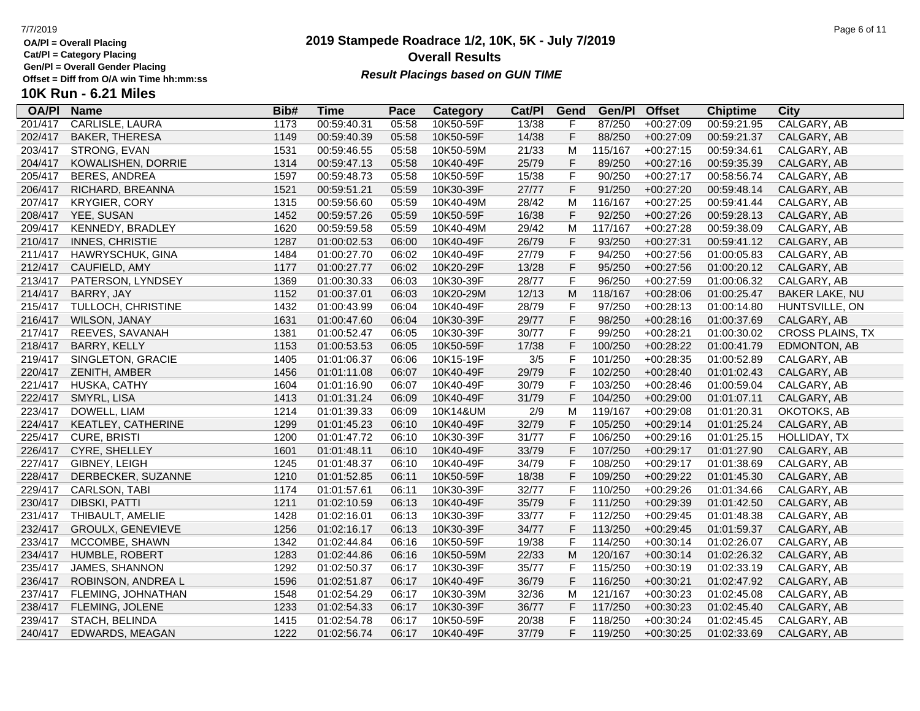OA/Pl = Overall Placing
Cat/Pl = Category Placing
Gen/Pl = Overall Gender Placing
Offset = Diff from O/A win Time hh:mm:ss

# 2019 Stampede Roadrace 1/2, 10K, 5K - July 7/2019

## Overall Results

***Result Placings based on GUN TIME***

## 10K Run - 6.21 Miles

| OA/Pl | Name | Bib# | Time | Pace | Category | Cat/Pl | Gend | Gen/Pl | Offset | Chiptime | City |
|---|---|---|---|---|---|---|---|---|---|---|---|
| 201/417 | CARLISLE, LAURA | 1173 | 00:59:40.31 | 05:58 | 10K50-59F | 13/38 | F | 87/250 | +00:27:09 | 00:59:21.95 | CALGARY, AB |
| 202/417 | BAKER, THERESA | 1149 | 00:59:40.39 | 05:58 | 10K50-59F | 14/38 | F | 88/250 | +00:27:09 | 00:59:21.37 | CALGARY, AB |
| 203/417 | STRONG, EVAN | 1531 | 00:59:46.55 | 05:58 | 10K50-59M | 21/33 | M | 115/167 | +00:27:15 | 00:59:34.61 | CALGARY, AB |
| 204/417 | KOWALISHEN, DORRIE | 1314 | 00:59:47.13 | 05:58 | 10K40-49F | 25/79 | F | 89/250 | +00:27:16 | 00:59:35.39 | CALGARY, AB |
| 205/417 | BERES, ANDREA | 1597 | 00:59:48.73 | 05:58 | 10K50-59F | 15/38 | F | 90/250 | +00:27:17 | 00:58:56.74 | CALGARY, AB |
| 206/417 | RICHARD, BREANNA | 1521 | 00:59:51.21 | 05:59 | 10K30-39F | 27/77 | F | 91/250 | +00:27:20 | 00:59:48.14 | CALGARY, AB |
| 207/417 | KRYGIER, CORY | 1315 | 00:59:56.60 | 05:59 | 10K40-49M | 28/42 | M | 116/167 | +00:27:25 | 00:59:41.44 | CALGARY, AB |
| 208/417 | YEE, SUSAN | 1452 | 00:59:57.26 | 05:59 | 10K50-59F | 16/38 | F | 92/250 | +00:27:26 | 00:59:28.13 | CALGARY, AB |
| 209/417 | KENNEDY, BRADLEY | 1620 | 00:59:59.58 | 05:59 | 10K40-49M | 29/42 | M | 117/167 | +00:27:28 | 00:59:38.09 | CALGARY, AB |
| 210/417 | INNES, CHRISTIE | 1287 | 01:00:02.53 | 06:00 | 10K40-49F | 26/79 | F | 93/250 | +00:27:31 | 00:59:41.12 | CALGARY, AB |
| 211/417 | HAWRYSCHUK, GINA | 1484 | 01:00:27.70 | 06:02 | 10K40-49F | 27/79 | F | 94/250 | +00:27:56 | 01:00:05.83 | CALGARY, AB |
| 212/417 | CAUFIELD, AMY | 1177 | 01:00:27.77 | 06:02 | 10K20-29F | 13/28 | F | 95/250 | +00:27:56 | 01:00:20.12 | CALGARY, AB |
| 213/417 | PATERSON, LYNDSEY | 1369 | 01:00:30.33 | 06:03 | 10K30-39F | 28/77 | F | 96/250 | +00:27:59 | 01:00:06.32 | CALGARY, AB |
| 214/417 | BARRY, JAY | 1152 | 01:00:37.01 | 06:03 | 10K20-29M | 12/13 | M | 118/167 | +00:28:06 | 01:00:25.47 | BAKER LAKE, NU |
| 215/417 | TULLOCH, CHRISTINE | 1432 | 01:00:43.99 | 06:04 | 10K40-49F | 28/79 | F | 97/250 | +00:28:13 | 01:00:14.80 | HUNTSVILLE, ON |
| 216/417 | WILSON, JANAY | 1631 | 01:00:47.60 | 06:04 | 10K30-39F | 29/77 | F | 98/250 | +00:28:16 | 01:00:37.69 | CALGARY, AB |
| 217/417 | REEVES, SAVANAH | 1381 | 01:00:52.47 | 06:05 | 10K30-39F | 30/77 | F | 99/250 | +00:28:21 | 01:00:30.02 | CROSS PLAINS, TX |
| 218/417 | BARRY, KELLY | 1153 | 01:00:53.53 | 06:05 | 10K50-59F | 17/38 | F | 100/250 | +00:28:22 | 01:00:41.79 | EDMONTON, AB |
| 219/417 | SINGLETON, GRACIE | 1405 | 01:01:06.37 | 06:06 | 10K15-19F | 3/5 | F | 101/250 | +00:28:35 | 01:00:52.89 | CALGARY, AB |
| 220/417 | ZENITH, AMBER | 1456 | 01:01:11.08 | 06:07 | 10K40-49F | 29/79 | F | 102/250 | +00:28:40 | 01:01:02.43 | CALGARY, AB |
| 221/417 | HUSKA, CATHY | 1604 | 01:01:16.90 | 06:07 | 10K40-49F | 30/79 | F | 103/250 | +00:28:46 | 01:00:59.04 | CALGARY, AB |
| 222/417 | SMYRL, LISA | 1413 | 01:01:31.24 | 06:09 | 10K40-49F | 31/79 | F | 104/250 | +00:29:00 | 01:01:07.11 | CALGARY, AB |
| 223/417 | DOWELL, LIAM | 1214 | 01:01:39.33 | 06:09 | 10K14&UM | 2/9 | M | 119/167 | +00:29:08 | 01:01:20.31 | OKOTOKS, AB |
| 224/417 | KEATLEY, CATHERINE | 1299 | 01:01:45.23 | 06:10 | 10K40-49F | 32/79 | F | 105/250 | +00:29:14 | 01:01:25.24 | CALGARY, AB |
| 225/417 | CURE, BRISTI | 1200 | 01:01:47.72 | 06:10 | 10K30-39F | 31/77 | F | 106/250 | +00:29:16 | 01:01:25.15 | HOLLIDAY, TX |
| 226/417 | CYRE, SHELLEY | 1601 | 01:01:48.11 | 06:10 | 10K40-49F | 33/79 | F | 107/250 | +00:29:17 | 01:01:27.90 | CALGARY, AB |
| 227/417 | GIBNEY, LEIGH | 1245 | 01:01:48.37 | 06:10 | 10K40-49F | 34/79 | F | 108/250 | +00:29:17 | 01:01:38.69 | CALGARY, AB |
| 228/417 | DERBECKER, SUZANNE | 1210 | 01:01:52.85 | 06:11 | 10K50-59F | 18/38 | F | 109/250 | +00:29:22 | 01:01:45.30 | CALGARY, AB |
| 229/417 | CARLSON, TABI | 1174 | 01:01:57.61 | 06:11 | 10K30-39F | 32/77 | F | 110/250 | +00:29:26 | 01:01:34.66 | CALGARY, AB |
| 230/417 | DIBSKI, PATTI | 1211 | 01:02:10.59 | 06:13 | 10K40-49F | 35/79 | F | 111/250 | +00:29:39 | 01:01:42.50 | CALGARY, AB |
| 231/417 | THIBAULT, AMELIE | 1428 | 01:02:16.01 | 06:13 | 10K30-39F | 33/77 | F | 112/250 | +00:29:45 | 01:01:48.38 | CALGARY, AB |
| 232/417 | GROULX, GENEVIEVE | 1256 | 01:02:16.17 | 06:13 | 10K30-39F | 34/77 | F | 113/250 | +00:29:45 | 01:01:59.37 | CALGARY, AB |
| 233/417 | MCCOMBE, SHAWN | 1342 | 01:02:44.84 | 06:16 | 10K50-59F | 19/38 | F | 114/250 | +00:30:14 | 01:02:26.07 | CALGARY, AB |
| 234/417 | HUMBLE, ROBERT | 1283 | 01:02:44.86 | 06:16 | 10K50-59M | 22/33 | M | 120/167 | +00:30:14 | 01:02:26.32 | CALGARY, AB |
| 235/417 | JAMES, SHANNON | 1292 | 01:02:50.37 | 06:17 | 10K30-39F | 35/77 | F | 115/250 | +00:30:19 | 01:02:33.19 | CALGARY, AB |
| 236/417 | ROBINSON, ANDREA L | 1596 | 01:02:51.87 | 06:17 | 10K40-49F | 36/79 | F | 116/250 | +00:30:21 | 01:02:47.92 | CALGARY, AB |
| 237/417 | FLEMING, JOHNATHAN | 1548 | 01:02:54.29 | 06:17 | 10K30-39M | 32/36 | M | 121/167 | +00:30:23 | 01:02:45.08 | CALGARY, AB |
| 238/417 | FLEMING, JOLENE | 1233 | 01:02:54.33 | 06:17 | 10K30-39F | 36/77 | F | 117/250 | +00:30:23 | 01:02:45.40 | CALGARY, AB |
| 239/417 | STACH, BELINDA | 1415 | 01:02:54.78 | 06:17 | 10K50-59F | 20/38 | F | 118/250 | +00:30:24 | 01:02:45.45 | CALGARY, AB |
| 240/417 | EDWARDS, MEAGAN | 1222 | 01:02:56.74 | 06:17 | 10K40-49F | 37/79 | F | 119/250 | +00:30:25 | 01:02:33.69 | CALGARY, AB |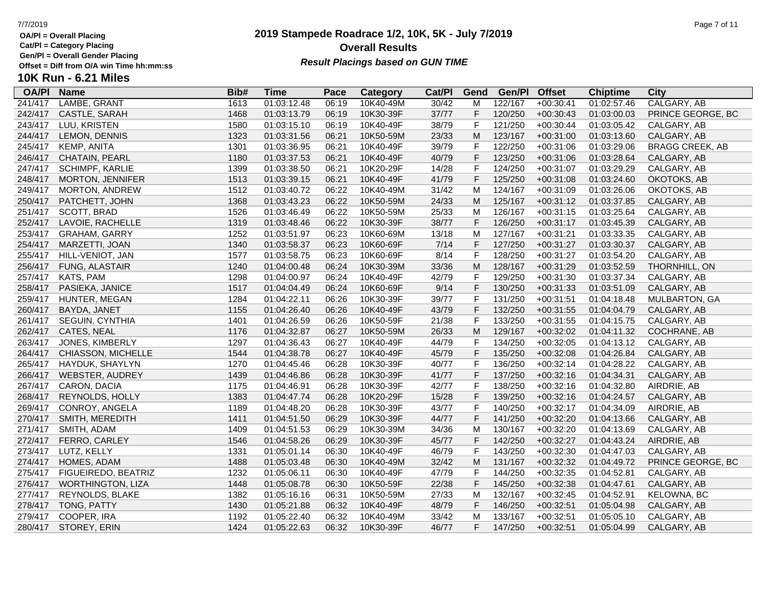OA/Pl = Overall Placing
Cat/Pl = Category Placing
Gen/Pl = Overall Gender Placing
Offset = Diff from O/A win Time hh:mm:ss

# 2019 Stampede Roadrace 1/2, 10K, 5K - July 7/2019

## Overall Results

***Result Placings based on GUN TIME***

## 10K Run - 6.21 Miles

| OA/Pl | Name | Bib# | Time | Pace | Category | Cat/Pl | Gend | Gen/Pl | Offset | Chiptime | City |
|---|---|---|---|---|---|---|---|---|---|---|---|
| 241/417 | LAMBE, GRANT | 1613 | 01:03:12.48 | 06:19 | 10K40-49M | 30/42 | M | 122/167 | +00:30:41 | 01:02:57.46 | CALGARY, AB |
| 242/417 | CASTLE, SARAH | 1468 | 01:03:13.79 | 06:19 | 10K30-39F | 37/77 | F | 120/250 | +00:30:43 | 01:03:00.03 | PRINCE GEORGE, BC |
| 243/417 | LUU, KRISTEN | 1580 | 01:03:15.10 | 06:19 | 10K40-49F | 38/79 | F | 121/250 | +00:30:44 | 01:03:05.42 | CALGARY, AB |
| 244/417 | LEMON, DENNIS | 1323 | 01:03:31.56 | 06:21 | 10K50-59M | 23/33 | M | 123/167 | +00:31:00 | 01:03:13.60 | CALGARY, AB |
| 245/417 | KEMP, ANITA | 1301 | 01:03:36.95 | 06:21 | 10K40-49F | 39/79 | F | 122/250 | +00:31:06 | 01:03:29.06 | BRAGG CREEK, AB |
| 246/417 | CHATAIN, PEARL | 1180 | 01:03:37.53 | 06:21 | 10K40-49F | 40/79 | F | 123/250 | +00:31:06 | 01:03:28.64 | CALGARY, AB |
| 247/417 | SCHIMPF, KARLIE | 1399 | 01:03:38.50 | 06:21 | 10K20-29F | 14/28 | F | 124/250 | +00:31:07 | 01:03:29.29 | CALGARY, AB |
| 248/417 | MORTON, JENNIFER | 1513 | 01:03:39.15 | 06:21 | 10K40-49F | 41/79 | F | 125/250 | +00:31:08 | 01:03:24.60 | OKOTOKS, AB |
| 249/417 | MORTON, ANDREW | 1512 | 01:03:40.72 | 06:22 | 10K40-49M | 31/42 | M | 124/167 | +00:31:09 | 01:03:26.06 | OKOTOKS, AB |
| 250/417 | PATCHETT, JOHN | 1368 | 01:03:43.23 | 06:22 | 10K50-59M | 24/33 | M | 125/167 | +00:31:12 | 01:03:37.85 | CALGARY, AB |
| 251/417 | SCOTT, BRAD | 1526 | 01:03:46.49 | 06:22 | 10K50-59M | 25/33 | M | 126/167 | +00:31:15 | 01:03:25.64 | CALGARY, AB |
| 252/417 | LAVOIE, RACHELLE | 1319 | 01:03:48.46 | 06:22 | 10K30-39F | 38/77 | F | 126/250 | +00:31:17 | 01:03:45.39 | CALGARY, AB |
| 253/417 | GRAHAM, GARRY | 1252 | 01:03:51.97 | 06:23 | 10K60-69M | 13/18 | M | 127/167 | +00:31:21 | 01:03:33.35 | CALGARY, AB |
| 254/417 | MARZETTI, JOAN | 1340 | 01:03:58.37 | 06:23 | 10K60-69F | 7/14 | F | 127/250 | +00:31:27 | 01:03:30.37 | CALGARY, AB |
| 255/417 | HILL-VENIOT, JAN | 1577 | 01:03:58.75 | 06:23 | 10K60-69F | 8/14 | F | 128/250 | +00:31:27 | 01:03:54.20 | CALGARY, AB |
| 256/417 | FUNG, ALASTAIR | 1240 | 01:04:00.48 | 06:24 | 10K30-39M | 33/36 | M | 128/167 | +00:31:29 | 01:03:52.59 | THORNHILL, ON |
| 257/417 | KATS, PAM | 1298 | 01:04:00.97 | 06:24 | 10K40-49F | 42/79 | F | 129/250 | +00:31:30 | 01:03:37.34 | CALGARY, AB |
| 258/417 | PASIEKA, JANICE | 1517 | 01:04:04.49 | 06:24 | 10K60-69F | 9/14 | F | 130/250 | +00:31:33 | 01:03:51.09 | CALGARY, AB |
| 259/417 | HUNTER, MEGAN | 1284 | 01:04:22.11 | 06:26 | 10K30-39F | 39/77 | F | 131/250 | +00:31:51 | 01:04:18.48 | MULBARTON, GA |
| 260/417 | BAYDA, JANET | 1155 | 01:04:26.40 | 06:26 | 10K40-49F | 43/79 | F | 132/250 | +00:31:55 | 01:04:04.79 | CALGARY, AB |
| 261/417 | SEGUIN, CYNTHIA | 1401 | 01:04:26.59 | 06:26 | 10K50-59F | 21/38 | F | 133/250 | +00:31:55 | 01:04:15.75 | CALGARY, AB |
| 262/417 | CATES, NEAL | 1176 | 01:04:32.87 | 06:27 | 10K50-59M | 26/33 | M | 129/167 | +00:32:02 | 01:04:11.32 | COCHRANE, AB |
| 263/417 | JONES, KIMBERLY | 1297 | 01:04:36.43 | 06:27 | 10K40-49F | 44/79 | F | 134/250 | +00:32:05 | 01:04:13.12 | CALGARY, AB |
| 264/417 | CHIASSON, MICHELLE | 1544 | 01:04:38.78 | 06:27 | 10K40-49F | 45/79 | F | 135/250 | +00:32:08 | 01:04:26.84 | CALGARY, AB |
| 265/417 | HAYDUK, SHAYLYN | 1270 | 01:04:45.46 | 06:28 | 10K30-39F | 40/77 | F | 136/250 | +00:32:14 | 01:04:28.22 | CALGARY, AB |
| 266/417 | WEBSTER, AUDREY | 1439 | 01:04:46.86 | 06:28 | 10K30-39F | 41/77 | F | 137/250 | +00:32:16 | 01:04:34.31 | CALGARY, AB |
| 267/417 | CARON, DACIA | 1175 | 01:04:46.91 | 06:28 | 10K30-39F | 42/77 | F | 138/250 | +00:32:16 | 01:04:32.80 | AIRDRIE, AB |
| 268/417 | REYNOLDS, HOLLY | 1383 | 01:04:47.74 | 06:28 | 10K20-29F | 15/28 | F | 139/250 | +00:32:16 | 01:04:24.57 | CALGARY, AB |
| 269/417 | CONROY, ANGELA | 1189 | 01:04:48.20 | 06:28 | 10K30-39F | 43/77 | F | 140/250 | +00:32:17 | 01:04:34.09 | AIRDRIE, AB |
| 270/417 | SMITH, MEREDITH | 1411 | 01:04:51.50 | 06:29 | 10K30-39F | 44/77 | F | 141/250 | +00:32:20 | 01:04:13.66 | CALGARY, AB |
| 271/417 | SMITH, ADAM | 1409 | 01:04:51.53 | 06:29 | 10K30-39M | 34/36 | M | 130/167 | +00:32:20 | 01:04:13.69 | CALGARY, AB |
| 272/417 | FERRO, CARLEY | 1546 | 01:04:58.26 | 06:29 | 10K30-39F | 45/77 | F | 142/250 | +00:32:27 | 01:04:43.24 | AIRDRIE, AB |
| 273/417 | LUTZ, KELLY | 1331 | 01:05:01.14 | 06:30 | 10K40-49F | 46/79 | F | 143/250 | +00:32:30 | 01:04:47.03 | CALGARY, AB |
| 274/417 | HOMES, ADAM | 1488 | 01:05:03.48 | 06:30 | 10K40-49M | 32/42 | M | 131/167 | +00:32:32 | 01:04:49.72 | PRINCE GEORGE, BC |
| 275/417 | FIGUEIREDO, BEATRIZ | 1232 | 01:05:06.11 | 06:30 | 10K40-49F | 47/79 | F | 144/250 | +00:32:35 | 01:04:52.81 | CALGARY, AB |
| 276/417 | WORTHINGTON, LIZA | 1448 | 01:05:08.78 | 06:30 | 10K50-59F | 22/38 | F | 145/250 | +00:32:38 | 01:04:47.61 | CALGARY, AB |
| 277/417 | REYNOLDS, BLAKE | 1382 | 01:05:16.16 | 06:31 | 10K50-59M | 27/33 | M | 132/167 | +00:32:45 | 01:04:52.91 | KELOWNA, BC |
| 278/417 | TONG, PATTY | 1430 | 01:05:21.88 | 06:32 | 10K40-49F | 48/79 | F | 146/250 | +00:32:51 | 01:05:04.98 | CALGARY, AB |
| 279/417 | COOPER, IRA | 1192 | 01:05:22.40 | 06:32 | 10K40-49M | 33/42 | M | 133/167 | +00:32:51 | 01:05:05.10 | CALGARY, AB |
| 280/417 | STOREY, ERIN | 1424 | 01:05:22.63 | 06:32 | 10K30-39F | 46/77 | F | 147/250 | +00:32:51 | 01:05:04.99 | CALGARY, AB |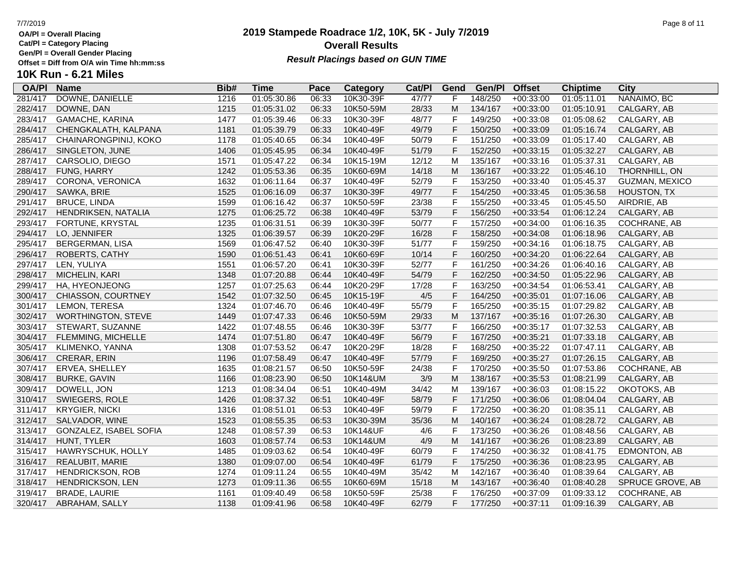OA/Pl = Overall Placing
Cat/Pl = Category Placing
Gen/Pl = Overall Gender Placing
Offset = Diff from O/A win Time hh:mm:ss

# 2019 Stampede Roadrace 1/2, 10K, 5K - July 7/2019

## Overall Results

***Result Placings based on GUN TIME***

### 10K Run - 6.21 Miles

| OA/Pl | Name | Bib# | Time | Pace | Category | Cat/Pl | Gend | Gen/Pl | Offset | Chiptime | City |
|---|---|---|---|---|---|---|---|---|---|---|---|
| 281/417 | DOWNE, DANIELLE | 1216 | 01:05:30.86 | 06:33 | 10K30-39F | 47/77 | F | 148/250 | +00:33:00 | 01:05:11.01 | NANAIMO, BC |
| 282/417 | DOWNE, DAN | 1215 | 01:05:31.02 | 06:33 | 10K50-59M | 28/33 | M | 134/167 | +00:33:00 | 01:05:10.91 | CALGARY, AB |
| 283/417 | GAMACHE, KARINA | 1477 | 01:05:39.46 | 06:33 | 10K30-39F | 48/77 | F | 149/250 | +00:33:08 | 01:05:08.62 | CALGARY, AB |
| 284/417 | CHENGKALATH, KALPANA | 1181 | 01:05:39.79 | 06:33 | 10K40-49F | 49/79 | F | 150/250 | +00:33:09 | 01:05:16.74 | CALGARY, AB |
| 285/417 | CHAINARONGPINIJ, KOKO | 1178 | 01:05:40.65 | 06:34 | 10K40-49F | 50/79 | F | 151/250 | +00:33:09 | 01:05:17.40 | CALGARY, AB |
| 286/417 | SINGLETON, JUNE | 1406 | 01:05:45.95 | 06:34 | 10K40-49F | 51/79 | F | 152/250 | +00:33:15 | 01:05:32.27 | CALGARY, AB |
| 287/417 | CARSOLIO, DIEGO | 1571 | 01:05:47.22 | 06:34 | 10K15-19M | 12/12 | M | 135/167 | +00:33:16 | 01:05:37.31 | CALGARY, AB |
| 288/417 | FUNG, HARRY | 1242 | 01:05:53.36 | 06:35 | 10K60-69M | 14/18 | M | 136/167 | +00:33:22 | 01:05:46.10 | THORNHILL, ON |
| 289/417 | CORONA, VERONICA | 1632 | 01:06:11.64 | 06:37 | 10K40-49F | 52/79 | F | 153/250 | +00:33:40 | 01:05:45.37 | GUZMAN, MEXICO |
| 290/417 | SAWKA, BRIE | 1525 | 01:06:16.09 | 06:37 | 10K30-39F | 49/77 | F | 154/250 | +00:33:45 | 01:05:36.58 | HOUSTON, TX |
| 291/417 | BRUCE, LINDA | 1599 | 01:06:16.42 | 06:37 | 10K50-59F | 23/38 | F | 155/250 | +00:33:45 | 01:05:45.50 | AIRDRIE, AB |
| 292/417 | HENDRIKSEN, NATALIA | 1275 | 01:06:25.72 | 06:38 | 10K40-49F | 53/79 | F | 156/250 | +00:33:54 | 01:06:12.24 | CALGARY, AB |
| 293/417 | FORTUNE, KRYSTAL | 1235 | 01:06:31.51 | 06:39 | 10K30-39F | 50/77 | F | 157/250 | +00:34:00 | 01:06:16.35 | COCHRANE, AB |
| 294/417 | LO, JENNIFER | 1325 | 01:06:39.57 | 06:39 | 10K20-29F | 16/28 | F | 158/250 | +00:34:08 | 01:06:18.96 | CALGARY, AB |
| 295/417 | BERGERMAN, LISA | 1569 | 01:06:47.52 | 06:40 | 10K30-39F | 51/77 | F | 159/250 | +00:34:16 | 01:06:18.75 | CALGARY, AB |
| 296/417 | ROBERTS, CATHY | 1590 | 01:06:51.43 | 06:41 | 10K60-69F | 10/14 | F | 160/250 | +00:34:20 | 01:06:22.64 | CALGARY, AB |
| 297/417 | LEN, YULIYA | 1551 | 01:06:57.20 | 06:41 | 10K30-39F | 52/77 | F | 161/250 | +00:34:26 | 01:06:40.16 | CALGARY, AB |
| 298/417 | MICHELIN, KARI | 1348 | 01:07:20.88 | 06:44 | 10K40-49F | 54/79 | F | 162/250 | +00:34:50 | 01:05:22.96 | CALGARY, AB |
| 299/417 | HA, HYEONJEONG | 1257 | 01:07:25.63 | 06:44 | 10K20-29F | 17/28 | F | 163/250 | +00:34:54 | 01:06:53.41 | CALGARY, AB |
| 300/417 | CHIASSON, COURTNEY | 1542 | 01:07:32.50 | 06:45 | 10K15-19F | 4/5 | F | 164/250 | +00:35:01 | 01:07:16.06 | CALGARY, AB |
| 301/417 | LEMON, TERESA | 1324 | 01:07:46.70 | 06:46 | 10K40-49F | 55/79 | F | 165/250 | +00:35:15 | 01:07:29.82 | CALGARY, AB |
| 302/417 | WORTHINGTON, STEVE | 1449 | 01:07:47.33 | 06:46 | 10K50-59M | 29/33 | M | 137/167 | +00:35:16 | 01:07:26.30 | CALGARY, AB |
| 303/417 | STEWART, SUZANNE | 1422 | 01:07:48.55 | 06:46 | 10K30-39F | 53/77 | F | 166/250 | +00:35:17 | 01:07:32.53 | CALGARY, AB |
| 304/417 | FLEMMING, MICHELLE | 1474 | 01:07:51.80 | 06:47 | 10K40-49F | 56/79 | F | 167/250 | +00:35:21 | 01:07:33.18 | CALGARY, AB |
| 305/417 | KLIMENKO, YANNA | 1308 | 01:07:53.52 | 06:47 | 10K20-29F | 18/28 | F | 168/250 | +00:35:22 | 01:07:47.11 | CALGARY, AB |
| 306/417 | CRERAR, ERIN | 1196 | 01:07:58.49 | 06:47 | 10K40-49F | 57/79 | F | 169/250 | +00:35:27 | 01:07:26.15 | CALGARY, AB |
| 307/417 | ERVEA, SHELLEY | 1635 | 01:08:21.57 | 06:50 | 10K50-59F | 24/38 | F | 170/250 | +00:35:50 | 01:07:53.86 | COCHRANE, AB |
| 308/417 | BURKE, GAVIN | 1166 | 01:08:23.90 | 06:50 | 10K14&UM | 3/9 | M | 138/167 | +00:35:53 | 01:08:21.99 | CALGARY, AB |
| 309/417 | DOWELL, JON | 1213 | 01:08:34.04 | 06:51 | 10K40-49M | 34/42 | M | 139/167 | +00:36:03 | 01:08:15.22 | OKOTOKS, AB |
| 310/417 | SWIEGERS, ROLE | 1426 | 01:08:37.32 | 06:51 | 10K40-49F | 58/79 | F | 171/250 | +00:36:06 | 01:08:04.04 | CALGARY, AB |
| 311/417 | KRYGIER, NICKI | 1316 | 01:08:51.01 | 06:53 | 10K40-49F | 59/79 | F | 172/250 | +00:36:20 | 01:08:35.11 | CALGARY, AB |
| 312/417 | SALVADOR, WINE | 1523 | 01:08:55.35 | 06:53 | 10K30-39M | 35/36 | M | 140/167 | +00:36:24 | 01:08:28.72 | CALGARY, AB |
| 313/417 | GONZALEZ, ISABEL SOFIA | 1248 | 01:08:57.39 | 06:53 | 10K14&UF | 4/6 | F | 173/250 | +00:36:26 | 01:08:48.56 | CALGARY, AB |
| 314/417 | HUNT, TYLER | 1603 | 01:08:57.74 | 06:53 | 10K14&UM | 4/9 | M | 141/167 | +00:36:26 | 01:08:23.89 | CALGARY, AB |
| 315/417 | HAWRYSCHUK, HOLLY | 1485 | 01:09:03.62 | 06:54 | 10K40-49F | 60/79 | F | 174/250 | +00:36:32 | 01:08:41.75 | EDMONTON, AB |
| 316/417 | REALUBIT, MARIE | 1380 | 01:09:07.00 | 06:54 | 10K40-49F | 61/79 | F | 175/250 | +00:36:36 | 01:08:23.95 | CALGARY, AB |
| 317/417 | HENDRICKSON, ROB | 1274 | 01:09:11.24 | 06:55 | 10K40-49M | 35/42 | M | 142/167 | +00:36:40 | 01:08:39.64 | CALGARY, AB |
| 318/417 | HENDRICKSON, LEN | 1273 | 01:09:11.36 | 06:55 | 10K60-69M | 15/18 | M | 143/167 | +00:36:40 | 01:08:40.28 | SPRUCE GROVE, AB |
| 319/417 | BRADE, LAURIE | 1161 | 01:09:40.49 | 06:58 | 10K50-59F | 25/38 | F | 176/250 | +00:37:09 | 01:09:33.12 | COCHRANE, AB |
| 320/417 | ABRAHAM, SALLY | 1138 | 01:09:41.96 | 06:58 | 10K40-49F | 62/79 | F | 177/250 | +00:37:11 | 01:09:16.39 | CALGARY, AB |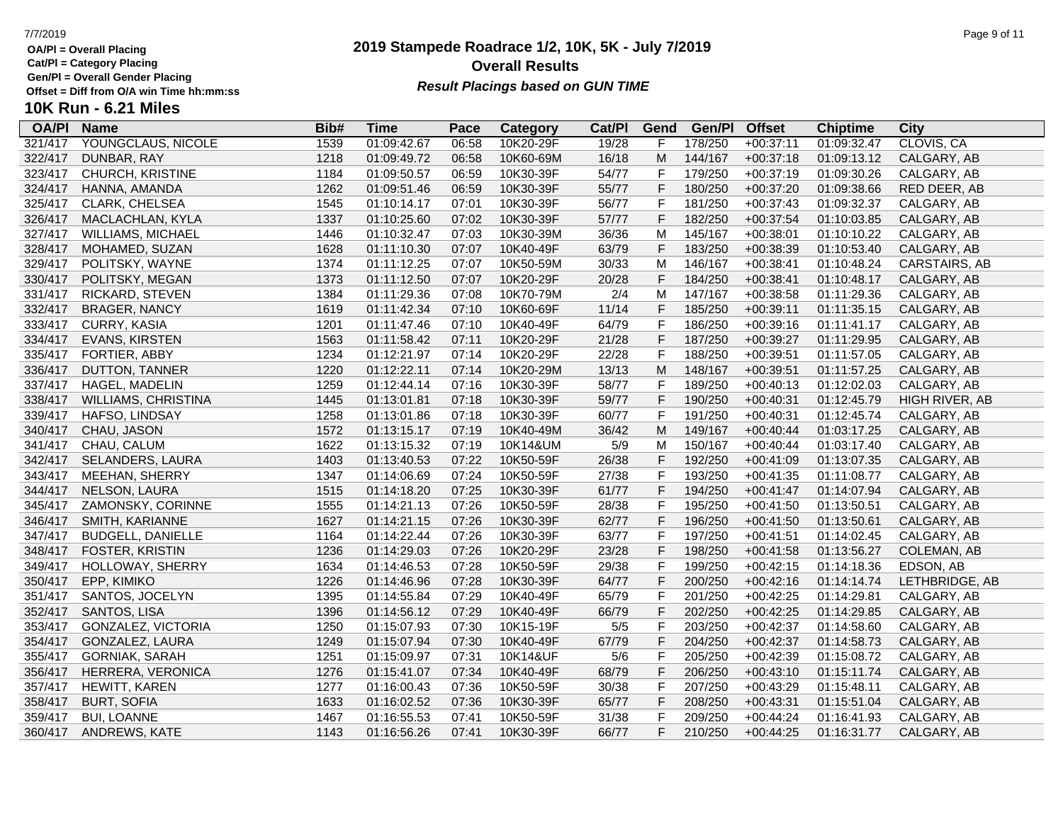OA/Pl = Overall Placing
Cat/Pl = Category Placing
Gen/Pl = Overall Gender Placing
Offset = Diff from O/A win Time hh:mm:ss

# 2019 Stampede Roadrace 1/2, 10K, 5K - July 7/2019

## Overall Results

***Result Placings based on GUN TIME***

## 10K Run - 6.21 Miles

| OA/Pl | Name | Bib# | Time | Pace | Category | Cat/Pl | Gend | Gen/Pl | Offset | Chiptime | City |
|---|---|---|---|---|---|---|---|---|---|---|---|
| 321/417 | YOUNGCLAUS, NICOLE | 1539 | 01:09:42.67 | 06:58 | 10K20-29F | 19/28 | F | 178/250 | +00:37:11 | 01:09:32.47 | CLOVIS, CA |
| 322/417 | DUNBAR, RAY | 1218 | 01:09:49.72 | 06:58 | 10K60-69M | 16/18 | M | 144/167 | +00:37:18 | 01:09:13.12 | CALGARY, AB |
| 323/417 | CHURCH, KRISTINE | 1184 | 01:09:50.57 | 06:59 | 10K30-39F | 54/77 | F | 179/250 | +00:37:19 | 01:09:30.26 | CALGARY, AB |
| 324/417 | HANNA, AMANDA | 1262 | 01:09:51.46 | 06:59 | 10K30-39F | 55/77 | F | 180/250 | +00:37:20 | 01:09:38.66 | RED DEER, AB |
| 325/417 | CLARK, CHELSEA | 1545 | 01:10:14.17 | 07:01 | 10K30-39F | 56/77 | F | 181/250 | +00:37:43 | 01:09:32.37 | CALGARY, AB |
| 326/417 | MACLACHLAN, KYLA | 1337 | 01:10:25.60 | 07:02 | 10K30-39F | 57/77 | F | 182/250 | +00:37:54 | 01:10:03.85 | CALGARY, AB |
| 327/417 | WILLIAMS, MICHAEL | 1446 | 01:10:32.47 | 07:03 | 10K30-39M | 36/36 | M | 145/167 | +00:38:01 | 01:10:10.22 | CALGARY, AB |
| 328/417 | MOHAMED, SUZAN | 1628 | 01:11:10.30 | 07:07 | 10K40-49F | 63/79 | F | 183/250 | +00:38:39 | 01:10:53.40 | CALGARY, AB |
| 329/417 | POLITSKY, WAYNE | 1374 | 01:11:12.25 | 07:07 | 10K50-59M | 30/33 | M | 146/167 | +00:38:41 | 01:10:48.24 | CARSTAIRS, AB |
| 330/417 | POLITSKY, MEGAN | 1373 | 01:11:12.50 | 07:07 | 10K20-29F | 20/28 | F | 184/250 | +00:38:41 | 01:10:48.17 | CALGARY, AB |
| 331/417 | RICKARD, STEVEN | 1384 | 01:11:29.36 | 07:08 | 10K70-79M | 2/4 | M | 147/167 | +00:38:58 | 01:11:29.36 | CALGARY, AB |
| 332/417 | BRAGER, NANCY | 1619 | 01:11:42.34 | 07:10 | 10K60-69F | 11/14 | F | 185/250 | +00:39:11 | 01:11:35.15 | CALGARY, AB |
| 333/417 | CURRY, KASIA | 1201 | 01:11:47.46 | 07:10 | 10K40-49F | 64/79 | F | 186/250 | +00:39:16 | 01:11:41.17 | CALGARY, AB |
| 334/417 | EVANS, KIRSTEN | 1563 | 01:11:58.42 | 07:11 | 10K20-29F | 21/28 | F | 187/250 | +00:39:27 | 01:11:29.95 | CALGARY, AB |
| 335/417 | FORTIER, ABBY | 1234 | 01:12:21.97 | 07:14 | 10K20-29F | 22/28 | F | 188/250 | +00:39:51 | 01:11:57.05 | CALGARY, AB |
| 336/417 | DUTTON, TANNER | 1220 | 01:12:22.11 | 07:14 | 10K20-29M | 13/13 | M | 148/167 | +00:39:51 | 01:11:57.25 | CALGARY, AB |
| 337/417 | HAGEL, MADELIN | 1259 | 01:12:44.14 | 07:16 | 10K30-39F | 58/77 | F | 189/250 | +00:40:13 | 01:12:02.03 | CALGARY, AB |
| 338/417 | WILLIAMS, CHRISTINA | 1445 | 01:13:01.81 | 07:18 | 10K30-39F | 59/77 | F | 190/250 | +00:40:31 | 01:12:45.79 | HIGH RIVER, AB |
| 339/417 | HAFSO, LINDSAY | 1258 | 01:13:01.86 | 07:18 | 10K30-39F | 60/77 | F | 191/250 | +00:40:31 | 01:12:45.74 | CALGARY, AB |
| 340/417 | CHAU, JASON | 1572 | 01:13:15.17 | 07:19 | 10K40-49M | 36/42 | M | 149/167 | +00:40:44 | 01:03:17.25 | CALGARY, AB |
| 341/417 | CHAU, CALUM | 1622 | 01:13:15.32 | 07:19 | 10K14&UM | 5/9 | M | 150/167 | +00:40:44 | 01:03:17.40 | CALGARY, AB |
| 342/417 | SELANDERS, LAURA | 1403 | 01:13:40.53 | 07:22 | 10K50-59F | 26/38 | F | 192/250 | +00:41:09 | 01:13:07.35 | CALGARY, AB |
| 343/417 | MEEHAN, SHERRY | 1347 | 01:14:06.69 | 07:24 | 10K50-59F | 27/38 | F | 193/250 | +00:41:35 | 01:11:08.77 | CALGARY, AB |
| 344/417 | NELSON, LAURA | 1515 | 01:14:18.20 | 07:25 | 10K30-39F | 61/77 | F | 194/250 | +00:41:47 | 01:14:07.94 | CALGARY, AB |
| 345/417 | ZAMONSKY, CORINNE | 1555 | 01:14:21.13 | 07:26 | 10K50-59F | 28/38 | F | 195/250 | +00:41:50 | 01:13:50.51 | CALGARY, AB |
| 346/417 | SMITH, KARIANNE | 1627 | 01:14:21.15 | 07:26 | 10K30-39F | 62/77 | F | 196/250 | +00:41:50 | 01:13:50.61 | CALGARY, AB |
| 347/417 | BUDGELL, DANIELLE | 1164 | 01:14:22.44 | 07:26 | 10K30-39F | 63/77 | F | 197/250 | +00:41:51 | 01:14:02.45 | CALGARY, AB |
| 348/417 | FOSTER, KRISTIN | 1236 | 01:14:29.03 | 07:26 | 10K20-29F | 23/28 | F | 198/250 | +00:41:58 | 01:13:56.27 | COLEMAN, AB |
| 349/417 | HOLLOWAY, SHERRY | 1634 | 01:14:46.53 | 07:28 | 10K50-59F | 29/38 | F | 199/250 | +00:42:15 | 01:14:18.36 | EDSON, AB |
| 350/417 | EPP, KIMIKO | 1226 | 01:14:46.96 | 07:28 | 10K30-39F | 64/77 | F | 200/250 | +00:42:16 | 01:14:14.74 | LETHBRIDGE, AB |
| 351/417 | SANTOS, JOCELYN | 1395 | 01:14:55.84 | 07:29 | 10K40-49F | 65/79 | F | 201/250 | +00:42:25 | 01:14:29.81 | CALGARY, AB |
| 352/417 | SANTOS, LISA | 1396 | 01:14:56.12 | 07:29 | 10K40-49F | 66/79 | F | 202/250 | +00:42:25 | 01:14:29.85 | CALGARY, AB |
| 353/417 | GONZALEZ, VICTORIA | 1250 | 01:15:07.93 | 07:30 | 10K15-19F | 5/5 | F | 203/250 | +00:42:37 | 01:14:58.60 | CALGARY, AB |
| 354/417 | GONZALEZ, LAURA | 1249 | 01:15:07.94 | 07:30 | 10K40-49F | 67/79 | F | 204/250 | +00:42:37 | 01:14:58.73 | CALGARY, AB |
| 355/417 | GORNIAK, SARAH | 1251 | 01:15:09.97 | 07:31 | 10K14&UF | 5/6 | F | 205/250 | +00:42:39 | 01:15:08.72 | CALGARY, AB |
| 356/417 | HERRERA, VERONICA | 1276 | 01:15:41.07 | 07:34 | 10K40-49F | 68/79 | F | 206/250 | +00:43:10 | 01:15:11.74 | CALGARY, AB |
| 357/417 | HEWITT, KAREN | 1277 | 01:16:00.43 | 07:36 | 10K50-59F | 30/38 | F | 207/250 | +00:43:29 | 01:15:48.11 | CALGARY, AB |
| 358/417 | BURT, SOFIA | 1633 | 01:16:02.52 | 07:36 | 10K30-39F | 65/77 | F | 208/250 | +00:43:31 | 01:15:51.04 | CALGARY, AB |
| 359/417 | BUI, LOANNE | 1467 | 01:16:55.53 | 07:41 | 10K50-59F | 31/38 | F | 209/250 | +00:44:24 | 01:16:41.93 | CALGARY, AB |
| 360/417 | ANDREWS, KATE | 1143 | 01:16:56.26 | 07:41 | 10K30-39F | 66/77 | F | 210/250 | +00:44:25 | 01:16:31.77 | CALGARY, AB |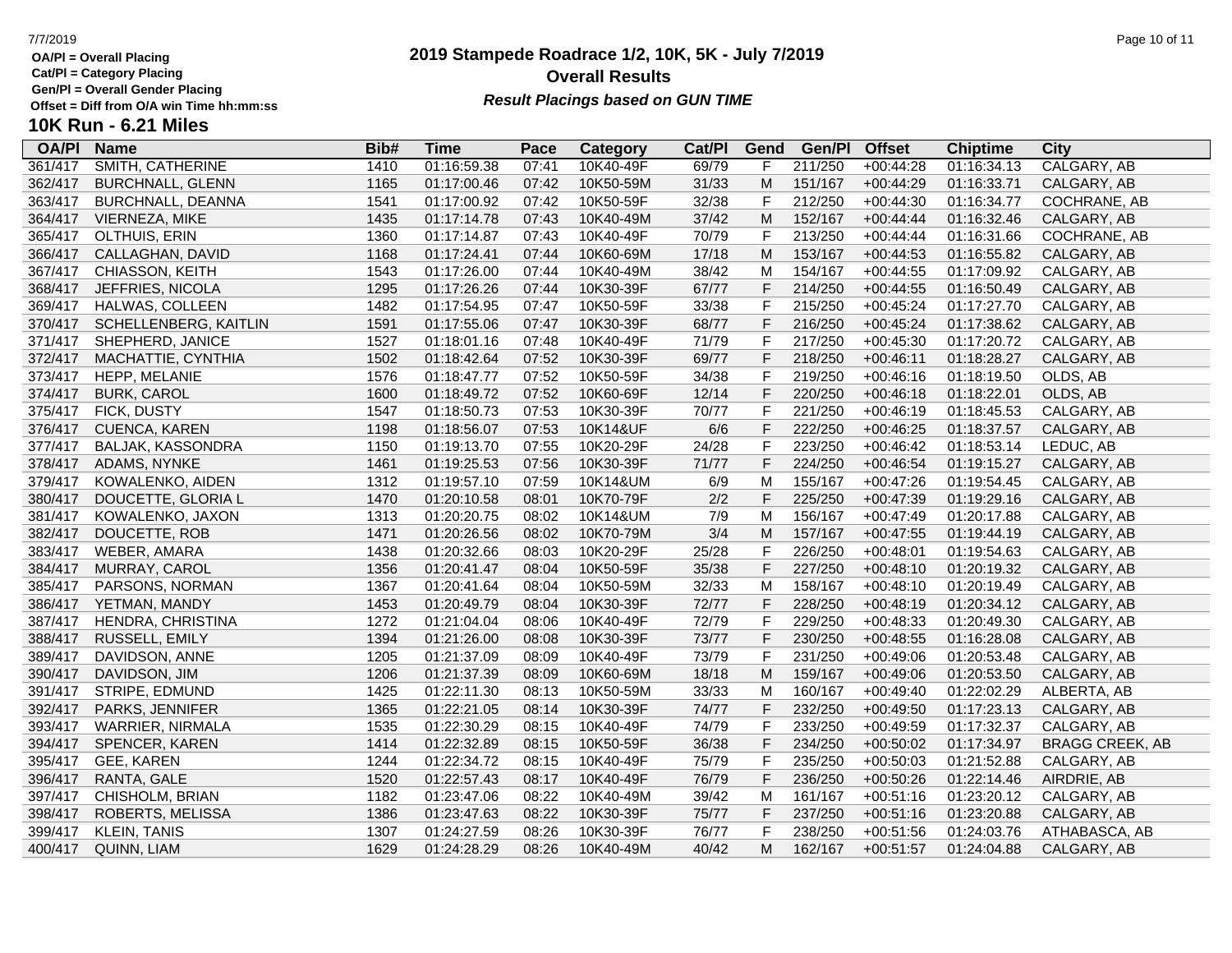OA/Pl = Overall Placing
Cat/Pl = Category Placing
Gen/Pl = Overall Gender Placing
Offset = Diff from O/A win Time hh:mm:ss

# 2019 Stampede Roadrace 1/2, 10K, 5K - July 7/2019

## Overall Results

***Result Placings based on GUN TIME***

### 10K Run - 6.21 Miles

| OA/Pl | Name | Bib# | Time | Pace | Category | Cat/Pl | Gend | Gen/Pl | Offset | Chiptime | City |
|---|---|---|---|---|---|---|---|---|---|---|---|
| 361/417 | SMITH, CATHERINE | 1410 | 01:16:59.38 | 07:41 | 10K40-49F | 69/79 | F | 211/250 | +00:44:28 | 01:16:34.13 | CALGARY, AB |
| 362/417 | BURCHNALL, GLENN | 1165 | 01:17:00.46 | 07:42 | 10K50-59M | 31/33 | M | 151/167 | +00:44:29 | 01:16:33.71 | CALGARY, AB |
| 363/417 | BURCHNALL, DEANNA | 1541 | 01:17:00.92 | 07:42 | 10K50-59F | 32/38 | F | 212/250 | +00:44:30 | 01:16:34.77 | COCHRANE, AB |
| 364/417 | VIERNEZA, MIKE | 1435 | 01:17:14.78 | 07:43 | 10K40-49M | 37/42 | M | 152/167 | +00:44:44 | 01:16:32.46 | CALGARY, AB |
| 365/417 | OLTHUIS, ERIN | 1360 | 01:17:14.87 | 07:43 | 10K40-49F | 70/79 | F | 213/250 | +00:44:44 | 01:16:31.66 | COCHRANE, AB |
| 366/417 | CALLAGHAN, DAVID | 1168 | 01:17:24.41 | 07:44 | 10K60-69M | 17/18 | M | 153/167 | +00:44:53 | 01:16:55.82 | CALGARY, AB |
| 367/417 | CHIASSON, KEITH | 1543 | 01:17:26.00 | 07:44 | 10K40-49M | 38/42 | M | 154/167 | +00:44:55 | 01:17:09.92 | CALGARY, AB |
| 368/417 | JEFFRIES, NICOLA | 1295 | 01:17:26.26 | 07:44 | 10K30-39F | 67/77 | F | 214/250 | +00:44:55 | 01:16:50.49 | CALGARY, AB |
| 369/417 | HALWAS, COLLEEN | 1482 | 01:17:54.95 | 07:47 | 10K50-59F | 33/38 | F | 215/250 | +00:45:24 | 01:17:27.70 | CALGARY, AB |
| 370/417 | SCHELLENBERG, KAITLIN | 1591 | 01:17:55.06 | 07:47 | 10K30-39F | 68/77 | F | 216/250 | +00:45:24 | 01:17:38.62 | CALGARY, AB |
| 371/417 | SHEPHERD, JANICE | 1527 | 01:18:01.16 | 07:48 | 10K40-49F | 71/79 | F | 217/250 | +00:45:30 | 01:17:20.72 | CALGARY, AB |
| 372/417 | MACHATTIE, CYNTHIA | 1502 | 01:18:42.64 | 07:52 | 10K30-39F | 69/77 | F | 218/250 | +00:46:11 | 01:18:28.27 | CALGARY, AB |
| 373/417 | HEPP, MELANIE | 1576 | 01:18:47.77 | 07:52 | 10K50-59F | 34/38 | F | 219/250 | +00:46:16 | 01:18:19.50 | OLDS, AB |
| 374/417 | BURK, CAROL | 1600 | 01:18:49.72 | 07:52 | 10K60-69F | 12/14 | F | 220/250 | +00:46:18 | 01:18:22.01 | OLDS, AB |
| 375/417 | FICK, DUSTY | 1547 | 01:18:50.73 | 07:53 | 10K30-39F | 70/77 | F | 221/250 | +00:46:19 | 01:18:45.53 | CALGARY, AB |
| 376/417 | CUENCA, KAREN | 1198 | 01:18:56.07 | 07:53 | 10K14&UF | 6/6 | F | 222/250 | +00:46:25 | 01:18:37.57 | CALGARY, AB |
| 377/417 | BALJAK, KASSONDRA | 1150 | 01:19:13.70 | 07:55 | 10K20-29F | 24/28 | F | 223/250 | +00:46:42 | 01:18:53.14 | LEDUC, AB |
| 378/417 | ADAMS, NYNKE | 1461 | 01:19:25.53 | 07:56 | 10K30-39F | 71/77 | F | 224/250 | +00:46:54 | 01:19:15.27 | CALGARY, AB |
| 379/417 | KOWALENKO, AIDEN | 1312 | 01:19:57.10 | 07:59 | 10K14&UM | 6/9 | M | 155/167 | +00:47:26 | 01:19:54.45 | CALGARY, AB |
| 380/417 | DOUCETTE, GLORIA L | 1470 | 01:20:10.58 | 08:01 | 10K70-79F | 2/2 | F | 225/250 | +00:47:39 | 01:19:29.16 | CALGARY, AB |
| 381/417 | KOWALENKO, JAXON | 1313 | 01:20:20.75 | 08:02 | 10K14&UM | 7/9 | M | 156/167 | +00:47:49 | 01:20:17.88 | CALGARY, AB |
| 382/417 | DOUCETTE, ROB | 1471 | 01:20:26.56 | 08:02 | 10K70-79M | 3/4 | M | 157/167 | +00:47:55 | 01:19:44.19 | CALGARY, AB |
| 383/417 | WEBER, AMARA | 1438 | 01:20:32.66 | 08:03 | 10K20-29F | 25/28 | F | 226/250 | +00:48:01 | 01:19:54.63 | CALGARY, AB |
| 384/417 | MURRAY, CAROL | 1356 | 01:20:41.47 | 08:04 | 10K50-59F | 35/38 | F | 227/250 | +00:48:10 | 01:20:19.32 | CALGARY, AB |
| 385/417 | PARSONS, NORMAN | 1367 | 01:20:41.64 | 08:04 | 10K50-59M | 32/33 | M | 158/167 | +00:48:10 | 01:20:19.49 | CALGARY, AB |
| 386/417 | YETMAN, MANDY | 1453 | 01:20:49.79 | 08:04 | 10K30-39F | 72/77 | F | 228/250 | +00:48:19 | 01:20:34.12 | CALGARY, AB |
| 387/417 | HENDRA, CHRISTINA | 1272 | 01:21:04.04 | 08:06 | 10K40-49F | 72/79 | F | 229/250 | +00:48:33 | 01:20:49.30 | CALGARY, AB |
| 388/417 | RUSSELL, EMILY | 1394 | 01:21:26.00 | 08:08 | 10K30-39F | 73/77 | F | 230/250 | +00:48:55 | 01:16:28.08 | CALGARY, AB |
| 389/417 | DAVIDSON, ANNE | 1205 | 01:21:37.09 | 08:09 | 10K40-49F | 73/79 | F | 231/250 | +00:49:06 | 01:20:53.48 | CALGARY, AB |
| 390/417 | DAVIDSON, JIM | 1206 | 01:21:37.39 | 08:09 | 10K60-69M | 18/18 | M | 159/167 | +00:49:06 | 01:20:53.50 | CALGARY, AB |
| 391/417 | STRIPE, EDMUND | 1425 | 01:22:11.30 | 08:13 | 10K50-59M | 33/33 | M | 160/167 | +00:49:40 | 01:22:02.29 | ALBERTA, AB |
| 392/417 | PARKS, JENNIFER | 1365 | 01:22:21.05 | 08:14 | 10K30-39F | 74/77 | F | 232/250 | +00:49:50 | 01:17:23.13 | CALGARY, AB |
| 393/417 | WARRIER, NIRMALA | 1535 | 01:22:30.29 | 08:15 | 10K40-49F | 74/79 | F | 233/250 | +00:49:59 | 01:17:32.37 | CALGARY, AB |
| 394/417 | SPENCER, KAREN | 1414 | 01:22:32.89 | 08:15 | 10K50-59F | 36/38 | F | 234/250 | +00:50:02 | 01:17:34.97 | BRAGG CREEK, AB |
| 395/417 | GEE, KAREN | 1244 | 01:22:34.72 | 08:15 | 10K40-49F | 75/79 | F | 235/250 | +00:50:03 | 01:21:52.88 | CALGARY, AB |
| 396/417 | RANTA, GALE | 1520 | 01:22:57.43 | 08:17 | 10K40-49F | 76/79 | F | 236/250 | +00:50:26 | 01:22:14.46 | AIRDRIE, AB |
| 397/417 | CHISHOLM, BRIAN | 1182 | 01:23:47.06 | 08:22 | 10K40-49M | 39/42 | M | 161/167 | +00:51:16 | 01:23:20.12 | CALGARY, AB |
| 398/417 | ROBERTS, MELISSA | 1386 | 01:23:47.63 | 08:22 | 10K30-39F | 75/77 | F | 237/250 | +00:51:16 | 01:23:20.88 | CALGARY, AB |
| 399/417 | KLEIN, TANIS | 1307 | 01:24:27.59 | 08:26 | 10K30-39F | 76/77 | F | 238/250 | +00:51:56 | 01:24:03.76 | ATHABASCA, AB |
| 400/417 | QUINN, LIAM | 1629 | 01:24:28.29 | 08:26 | 10K40-49M | 40/42 | M | 162/167 | +00:51:57 | 01:24:04.88 | CALGARY, AB |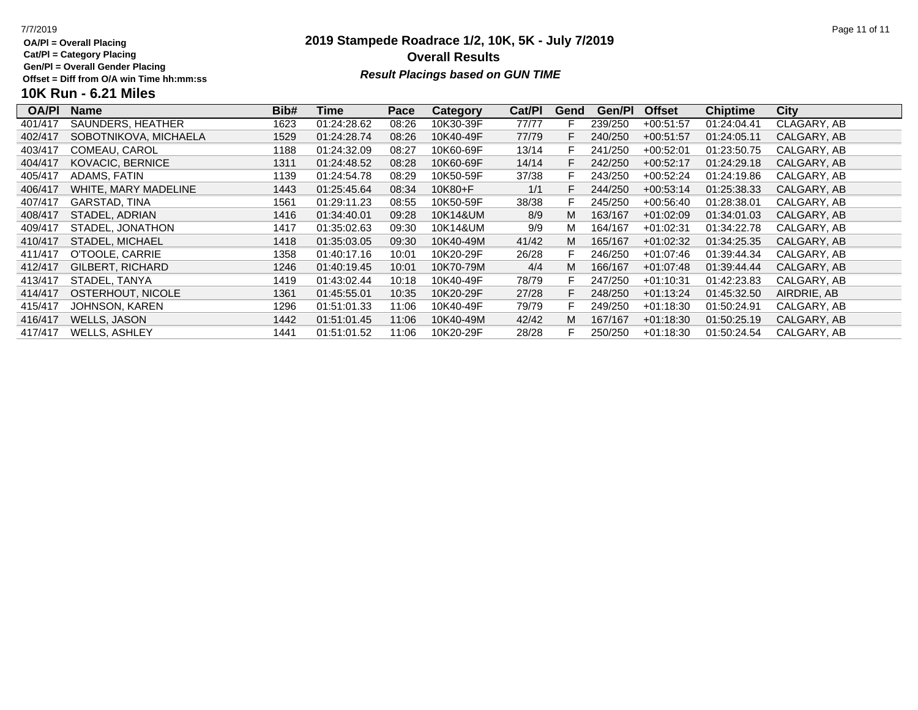OA/Pl = Overall Placing
Cat/Pl = Category Placing
Gen/Pl = Overall Gender Placing
Offset = Diff from O/A win Time hh:mm:ss

# 2019 Stampede Roadrace 1/2, 10K, 5K - July 7/2019

## Overall Results

***Result Placings based on GUN TIME***

### 10K Run - 6.21 Miles

| OA/Pl | Name | Bib# | Time | Pace | Category | Cat/Pl | Gend | Gen/Pl | Offset | Chiptime | City |
|---|---|---|---|---|---|---|---|---|---|---|---|
| 401/417 | SAUNDERS, HEATHER | 1623 | 01:24:28.62 | 08:26 | 10K30-39F | 77/77 | F | 239/250 | +00:51:57 | 01:24:04.41 | CLAGARY, AB |
| 402/417 | SOBOTNIKOVA, MICHAELA | 1529 | 01:24:28.74 | 08:26 | 10K40-49F | 77/79 | F | 240/250 | +00:51:57 | 01:24:05.11 | CALGARY, AB |
| 403/417 | COMEAU, CAROL | 1188 | 01:24:32.09 | 08:27 | 10K60-69F | 13/14 | F | 241/250 | +00:52:01 | 01:23:50.75 | CALGARY, AB |
| 404/417 | KOVACIC, BERNICE | 1311 | 01:24:48.52 | 08:28 | 10K60-69F | 14/14 | F | 242/250 | +00:52:17 | 01:24:29.18 | CALGARY, AB |
| 405/417 | ADAMS, FATIN | 1139 | 01:24:54.78 | 08:29 | 10K50-59F | 37/38 | F | 243/250 | +00:52:24 | 01:24:19.86 | CALGARY, AB |
| 406/417 | WHITE, MARY MADELINE | 1443 | 01:25:45.64 | 08:34 | 10K80+F | 1/1 | F | 244/250 | +00:53:14 | 01:25:38.33 | CALGARY, AB |
| 407/417 | GARSTAD, TINA | 1561 | 01:29:11.23 | 08:55 | 10K50-59F | 38/38 | F | 245/250 | +00:56:40 | 01:28:38.01 | CALGARY, AB |
| 408/417 | STADEL, ADRIAN | 1416 | 01:34:40.01 | 09:28 | 10K14&UM | 8/9 | M | 163/167 | +01:02:09 | 01:34:01.03 | CALGARY, AB |
| 409/417 | STADEL, JONATHON | 1417 | 01:35:02.63 | 09:30 | 10K14&UM | 9/9 | M | 164/167 | +01:02:31 | 01:34:22.78 | CALGARY, AB |
| 410/417 | STADEL, MICHAEL | 1418 | 01:35:03.05 | 09:30 | 10K40-49M | 41/42 | M | 165/167 | +01:02:32 | 01:34:25.35 | CALGARY, AB |
| 411/417 | O'TOOLE, CARRIE | 1358 | 01:40:17.16 | 10:01 | 10K20-29F | 26/28 | F | 246/250 | +01:07:46 | 01:39:44.34 | CALGARY, AB |
| 412/417 | GILBERT, RICHARD | 1246 | 01:40:19.45 | 10:01 | 10K70-79M | 4/4 | M | 166/167 | +01:07:48 | 01:39:44.44 | CALGARY, AB |
| 413/417 | STADEL, TANYA | 1419 | 01:43:02.44 | 10:18 | 10K40-49F | 78/79 | F | 247/250 | +01:10:31 | 01:42:23.83 | CALGARY, AB |
| 414/417 | OSTERHOUT, NICOLE | 1361 | 01:45:55.01 | 10:35 | 10K20-29F | 27/28 | F | 248/250 | +01:13:24 | 01:45:32.50 | AIRDRIE, AB |
| 415/417 | JOHNSON, KAREN | 1296 | 01:51:01.33 | 11:06 | 10K40-49F | 79/79 | F | 249/250 | +01:18:30 | 01:50:24.91 | CALGARY, AB |
| 416/417 | WELLS, JASON | 1442 | 01:51:01.45 | 11:06 | 10K40-49M | 42/42 | M | 167/167 | +01:18:30 | 01:50:25.19 | CALGARY, AB |
| 417/417 | WELLS, ASHLEY | 1441 | 01:51:01.52 | 11:06 | 10K20-29F | 28/28 | F | 250/250 | +01:18:30 | 01:50:24.54 | CALGARY, AB |